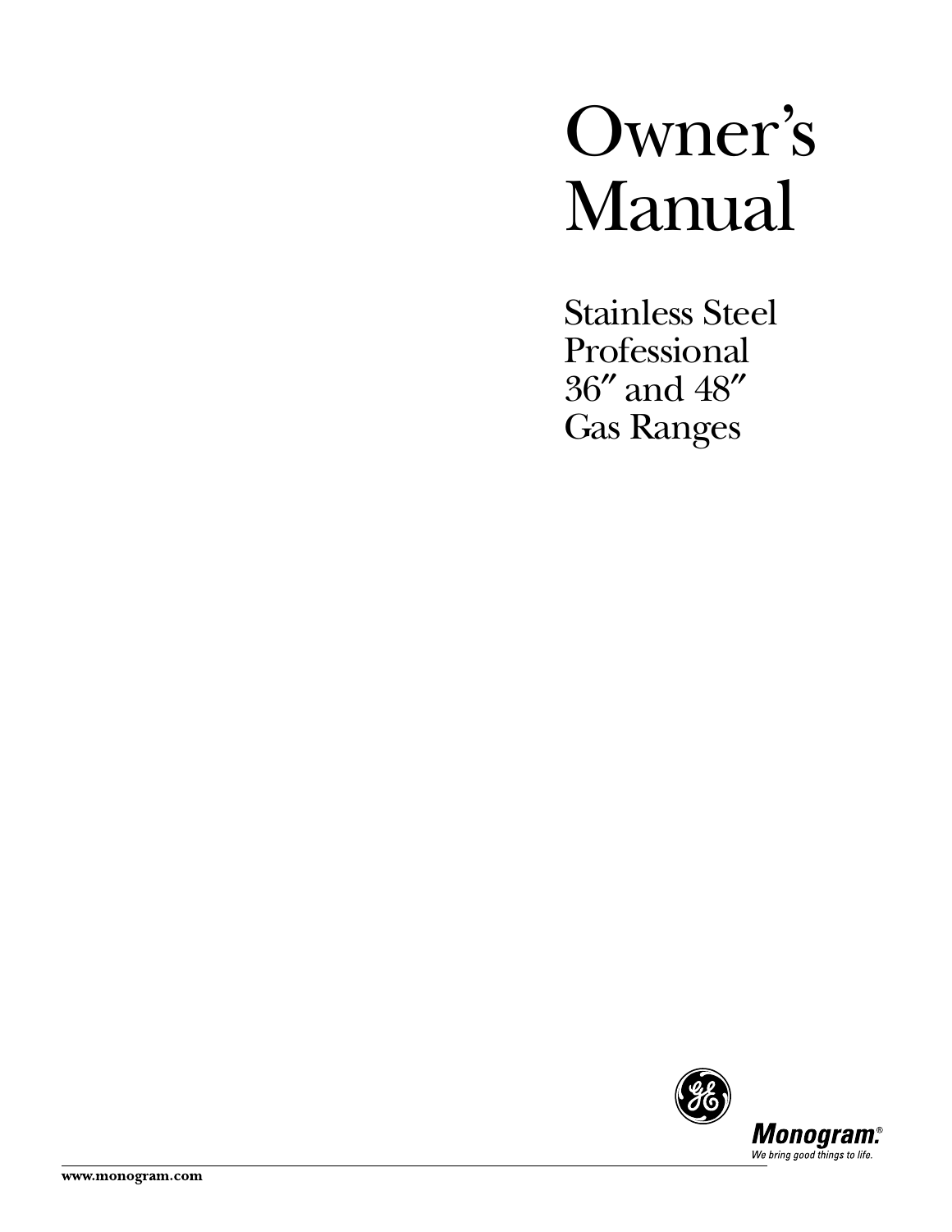# Owner's Manual

Stainless Steel Professional 36″ and 48″ Gas Ranges

Monogram.®

*We bring good things to life.*

www.monogram.com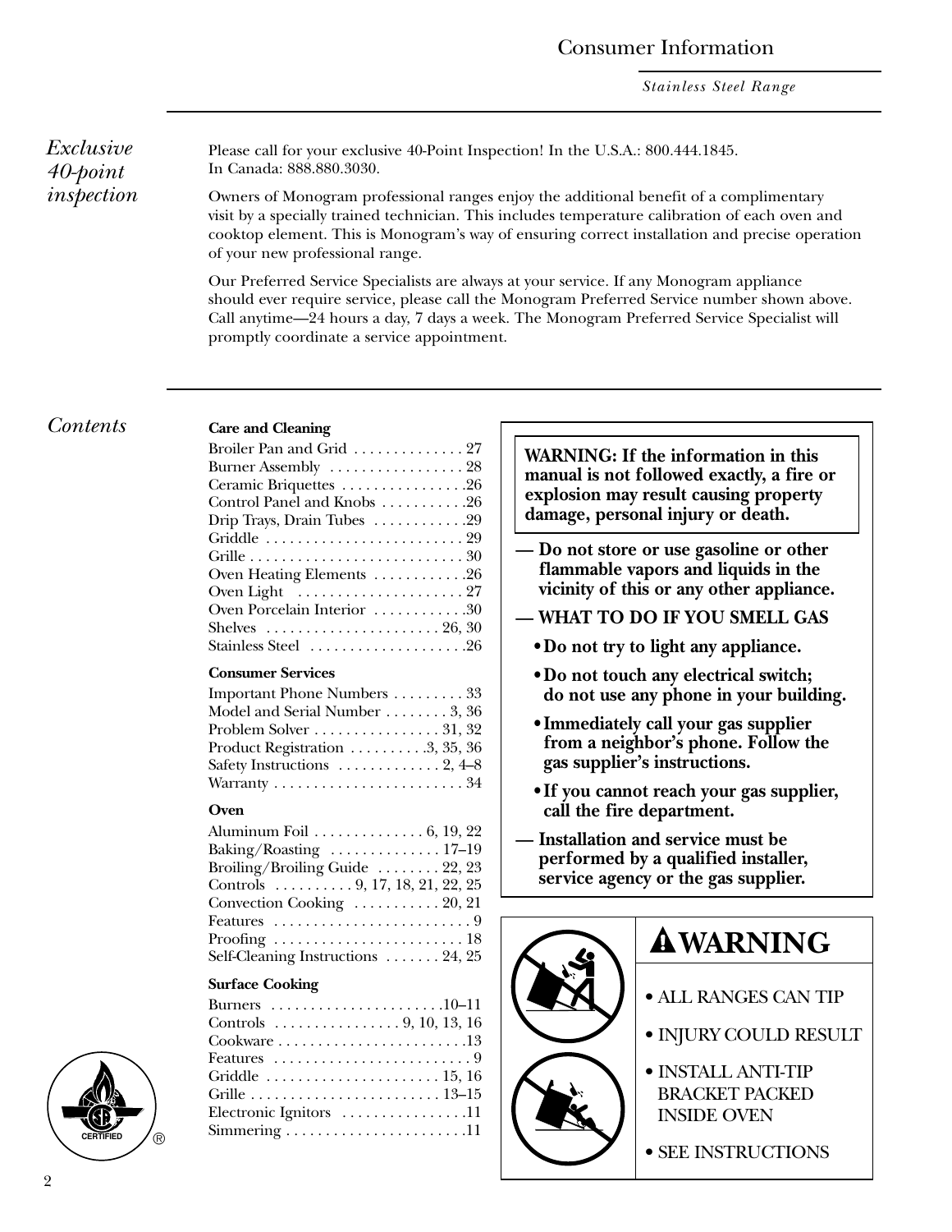## Exclusive 40-point inspection

Please call for your exclusive 40-Point Inspection! In the U.S.A.: 800.444.1845.
In Canada: 888.880.3030.

Owners of Monogram professional ranges enjoy the additional benefit of a complimentary visit by a specially trained technician. This includes temperature calibration of each oven and cooktop element. This is Monogram's way of ensuring correct installation and precise operation of your new professional range.

Our Preferred Service Specialists are always at your service. If any Monogram appliance should ever require service, please call the Monogram Preferred Service number shown above. Call anytime—24 hours a day, 7 days a week. The Monogram Preferred Service Specialist will promptly coordinate a service appointment.

## Contents

**Care and Cleaning**

- Broiler Pan and Grid . . . . . . . . . . . . . . 27
- Burner Assembly . . . . . . . . . . . . . . . . . 28
- Ceramic Briquettes . . . . . . . . . . . . . . . .26
- Control Panel and Knobs . . . . . . . . . . .26
- Drip Trays, Drain Tubes . . . . . . . . . . . .29
- Griddle . . . . . . . . . . . . . . . . . . . . . . . . . 29
- Grille . . . . . . . . . . . . . . . . . . . . . . . . . . 30
- Oven Heating Elements . . . . . . . . . . . .26
- Oven Light . . . . . . . . . . . . . . . . . . . . . 27
- Oven Porcelain Interior . . . . . . . . . . . .30
- Shelves . . . . . . . . . . . . . . . . . . . . . . 26, 30
- Stainless Steel . . . . . . . . . . . . . . . . . . . .26

**Consumer Services**

- Important Phone Numbers . . . . . . . . . 33
- Model and Serial Number . . . . . . . . 3, 36
- Problem Solver . . . . . . . . . . . . . . . . 31, 32
- Product Registration . . . . . . . . . .3, 35, 36
- Safety Instructions . . . . . . . . . . . . . 2, 4–8
- Warranty . . . . . . . . . . . . . . . . . . . . . . . . 34

**Oven**

- Aluminum Foil . . . . . . . . . . . . . . 6, 19, 22
- Baking/Roasting . . . . . . . . . . . . . . 17–19
- Broiling/Broiling Guide . . . . . . . . 22, 23
- Controls . . . . . . . . . . 9, 17, 18, 21, 22, 25
- Convection Cooking . . . . . . . . . . . 20, 21
- Features . . . . . . . . . . . . . . . . . . . . . . . . . 9
- Proofing . . . . . . . . . . . . . . . . . . . . . . . . 18
- Self-Cleaning Instructions . . . . . . . 24, 25

**Surface Cooking**

- Burners . . . . . . . . . . . . . . . . . . . . . .10–11
- Controls . . . . . . . . . . . . . . . . 9, 10, 13, 16
- Cookware . . . . . . . . . . . . . . . . . . . . . . . .13
- Features . . . . . . . . . . . . . . . . . . . . . . . . . 9
- Griddle . . . . . . . . . . . . . . . . . . . . . . 15, 16
- Grille . . . . . . . . . . . . . . . . . . . . . . . . 13–15
- Electronic Ignitors . . . . . . . . . . . . . . . .11
- Simmering . . . . . . . . . . . . . . . . . . . . . . .11

**WARNING: If the information in this manual is not followed exactly, a fire or explosion may result causing property damage, personal injury or death.**

**— Do not store or use gasoline or other flammable vapors and liquids in the vicinity of this or any other appliance.**

**— WHAT TO DO IF YOU SMELL GAS**

- **Do not try to light any appliance.**
- **Do not touch any electrical switch; do not use any phone in your building.**
- **Immediately call your gas supplier from a neighbor's phone. Follow the gas supplier's instructions.**
- **If you cannot reach your gas supplier, call the fire department.**

**— Installation and service must be performed by a qualified installer, service agency or the gas supplier.**

**⚠WARNING**

- ALL RANGES CAN TIP
- INJURY COULD RESULT
- INSTALL ANTI-TIP BRACKET PACKED INSIDE OVEN
- SEE INSTRUCTIONS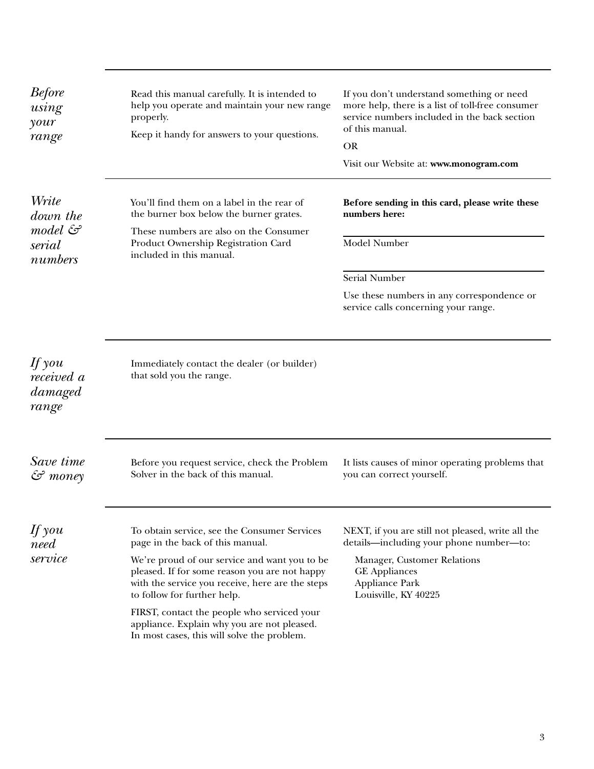## *Before using your range*

Read this manual carefully. It is intended to help you operate and maintain your new range properly.

Keep it handy for answers to your questions.

If you don't understand something or need more help, there is a list of toll-free consumer service numbers included in the back section of this manual.

OR

Visit our Website at: **www.monogram.com**

## *Write down the model & serial numbers*

You'll find them on a label in the rear of the burner box below the burner grates.

These numbers are also on the Consumer Product Ownership Registration Card included in this manual.

**Before sending in this card, please write these numbers here:**

\_\_\_\_\_\_\_\_\_\_\_\_\_\_\_\_\_\_\_\_\_\_\_\_\_\_\_\_

Model Number

\_\_\_\_\_\_\_\_\_\_\_\_\_\_\_\_\_\_\_\_\_\_\_\_\_\_\_\_

Serial Number

Use these numbers in any correspondence or service calls concerning your range.

## *If you received a damaged range*

Immediately contact the dealer (or builder) that sold you the range.

## *Save time & money*

Before you request service, check the Problem Solver in the back of this manual.

It lists causes of minor operating problems that you can correct yourself.

## *If you need service*

To obtain service, see the Consumer Services page in the back of this manual.

We're proud of our service and want you to be pleased. If for some reason you are not happy with the service you receive, here are the steps to follow for further help.

FIRST, contact the people who serviced your appliance. Explain why you are not pleased. In most cases, this will solve the problem.

NEXT, if you are still not pleased, write all the details—including your phone number—to:

Manager, Customer Relations
GE Appliances
Appliance Park
Louisville, KY 40225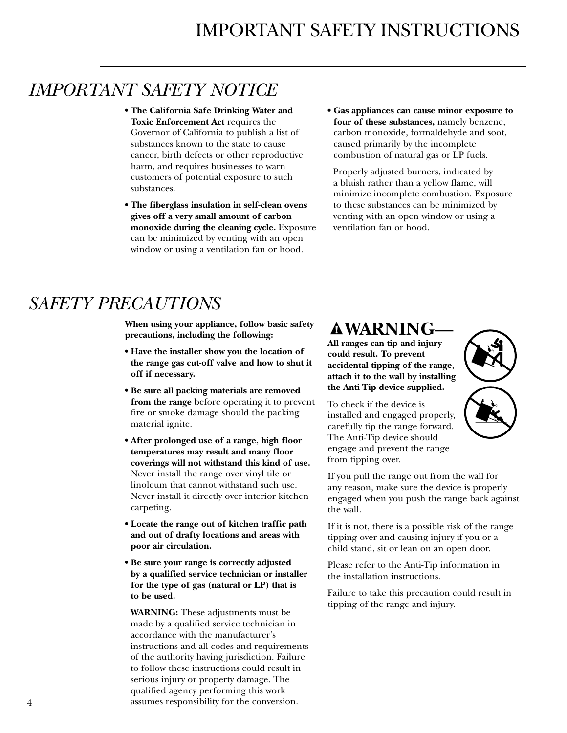# IMPORTANT SAFETY INSTRUCTIONS

## *IMPORTANT SAFETY NOTICE*

- **The California Safe Drinking Water and Toxic Enforcement Act** requires the Governor of California to publish a list of substances known to the state to cause cancer, birth defects or other reproductive harm, and requires businesses to warn customers of potential exposure to such substances.
- **The fiberglass insulation in self-clean ovens gives off a very small amount of carbon monoxide during the cleaning cycle.** Exposure can be minimized by venting with an open window or using a ventilation fan or hood.
- **Gas appliances can cause minor exposure to four of these substances,** namely benzene, carbon monoxide, formaldehyde and soot, caused primarily by the incomplete combustion of natural gas or LP fuels.

  Properly adjusted burners, indicated by a bluish rather than a yellow flame, will minimize incomplete combustion. Exposure to these substances can be minimized by venting with an open window or using a ventilation fan or hood.

## *SAFETY PRECAUTIONS*

**When using your appliance, follow basic safety precautions, including the following:**

- **Have the installer show you the location of the range gas cut-off valve and how to shut it off if necessary.**
- **Be sure all packing materials are removed from the range** before operating it to prevent fire or smoke damage should the packing material ignite.
- **After prolonged use of a range, high floor temperatures may result and many floor coverings will not withstand this kind of use.** Never install the range over vinyl tile or linoleum that cannot withstand such use. Never install it directly over interior kitchen carpeting.
- **Locate the range out of kitchen traffic path and out of drafty locations and areas with poor air circulation.**
- **Be sure your range is correctly adjusted by a qualified service technician or installer for the type of gas (natural or LP) that is to be used.**

  **WARNING:** These adjustments must be made by a qualified service technician in accordance with the manufacturer's instructions and all codes and requirements of the authority having jurisdiction. Failure to follow these instructions could result in serious injury or property damage. The qualified agency performing this work assumes responsibility for the conversion.

### ⚠ WARNING—

**All ranges can tip and injury could result. To prevent accidental tipping of the range, attach it to the wall by installing the Anti-Tip device supplied.**

To check if the device is installed and engaged properly, carefully tip the range forward. The Anti-Tip device should engage and prevent the range from tipping over.

If you pull the range out from the wall for any reason, make sure the device is properly engaged when you push the range back against the wall.

If it is not, there is a possible risk of the range tipping over and causing injury if you or a child stand, sit or lean on an open door.

Please refer to the Anti-Tip information in the installation instructions.

Failure to take this precaution could result in tipping of the range and injury.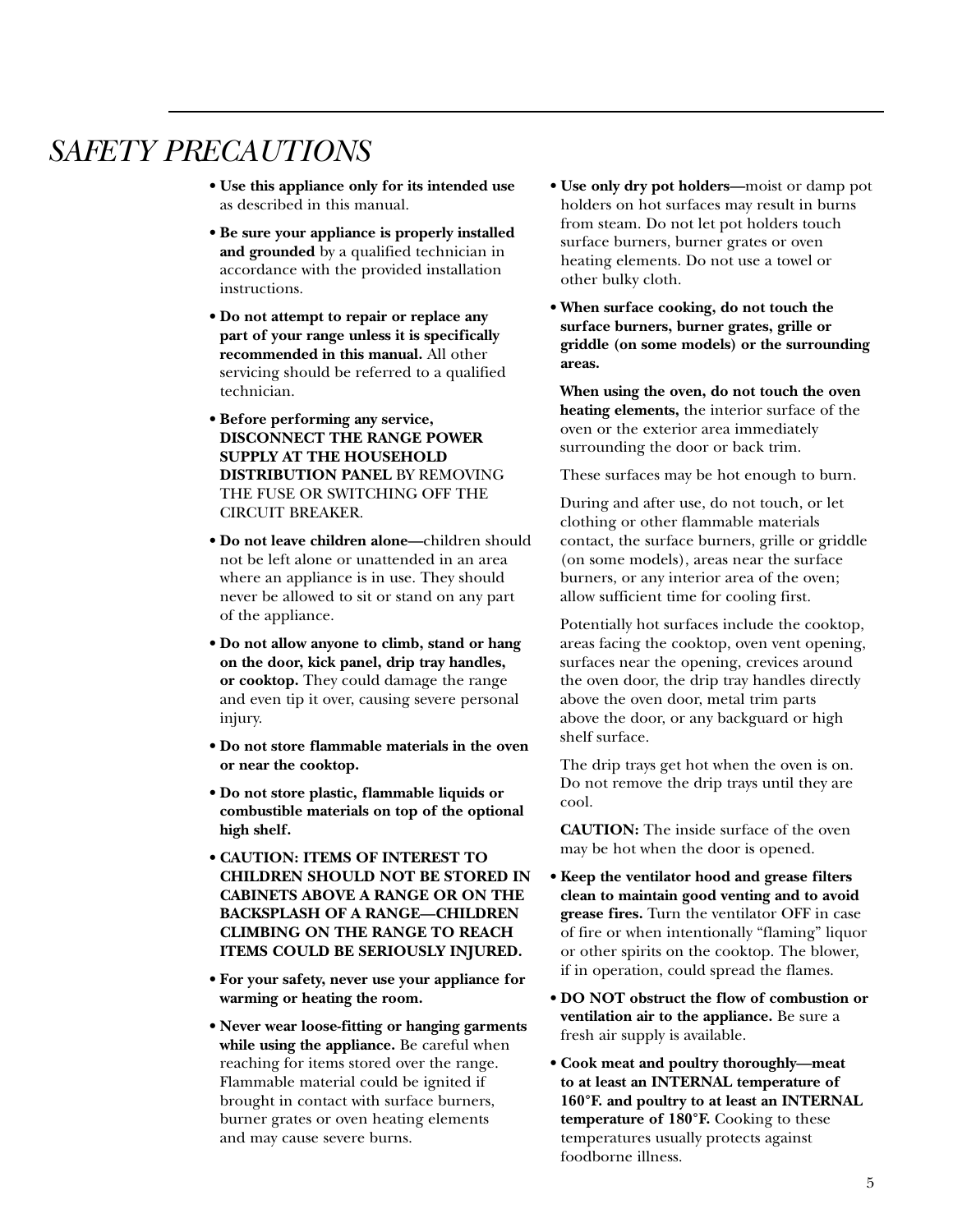# *SAFETY PRECAUTIONS*

- **Use this appliance only for its intended use** as described in this manual.
- **Be sure your appliance is properly installed and grounded** by a qualified technician in accordance with the provided installation instructions.
- **Do not attempt to repair or replace any part of your range unless it is specifically recommended in this manual.** All other servicing should be referred to a qualified technician.
- **Before performing any service, DISCONNECT THE RANGE POWER SUPPLY AT THE HOUSEHOLD DISTRIBUTION PANEL** BY REMOVING THE FUSE OR SWITCHING OFF THE CIRCUIT BREAKER.
- **Do not leave children alone—**children should not be left alone or unattended in an area where an appliance is in use. They should never be allowed to sit or stand on any part of the appliance.
- **Do not allow anyone to climb, stand or hang on the door, kick panel, drip tray handles, or cooktop.** They could damage the range and even tip it over, causing severe personal injury.
- **Do not store flammable materials in the oven or near the cooktop.**
- **Do not store plastic, flammable liquids or combustible materials on top of the optional high shelf.**
- **CAUTION: ITEMS OF INTEREST TO CHILDREN SHOULD NOT BE STORED IN CABINETS ABOVE A RANGE OR ON THE BACKSPLASH OF A RANGE—CHILDREN CLIMBING ON THE RANGE TO REACH ITEMS COULD BE SERIOUSLY INJURED.**
- **For your safety, never use your appliance for warming or heating the room.**
- **Never wear loose-fitting or hanging garments while using the appliance.** Be careful when reaching for items stored over the range. Flammable material could be ignited if brought in contact with surface burners, burner grates or oven heating elements and may cause severe burns.
- **Use only dry pot holders—**moist or damp pot holders on hot surfaces may result in burns from steam. Do not let pot holders touch surface burners, burner grates or oven heating elements. Do not use a towel or other bulky cloth.
- **When surface cooking, do not touch the surface burners, burner grates, grille or griddle (on some models) or the surrounding areas.**

  **When using the oven, do not touch the oven heating elements,** the interior surface of the oven or the exterior area immediately surrounding the door or back trim.

  These surfaces may be hot enough to burn.

  During and after use, do not touch, or let clothing or other flammable materials contact, the surface burners, grille or griddle (on some models), areas near the surface burners, or any interior area of the oven; allow sufficient time for cooling first.

  Potentially hot surfaces include the cooktop, areas facing the cooktop, oven vent opening, surfaces near the opening, crevices around the oven door, the drip tray handles directly above the oven door, metal trim parts above the door, or any backguard or high shelf surface.

  The drip trays get hot when the oven is on. Do not remove the drip trays until they are cool.

  **CAUTION:** The inside surface of the oven may be hot when the door is opened.
- **Keep the ventilator hood and grease filters clean to maintain good venting and to avoid grease fires.** Turn the ventilator OFF in case of fire or when intentionally "flaming" liquor or other spirits on the cooktop. The blower, if in operation, could spread the flames.
- **DO NOT obstruct the flow of combustion or ventilation air to the appliance.** Be sure a fresh air supply is available.
- **Cook meat and poultry thoroughly—meat to at least an INTERNAL temperature of 160°F. and poultry to at least an INTERNAL temperature of 180°F.** Cooking to these temperatures usually protects against foodborne illness.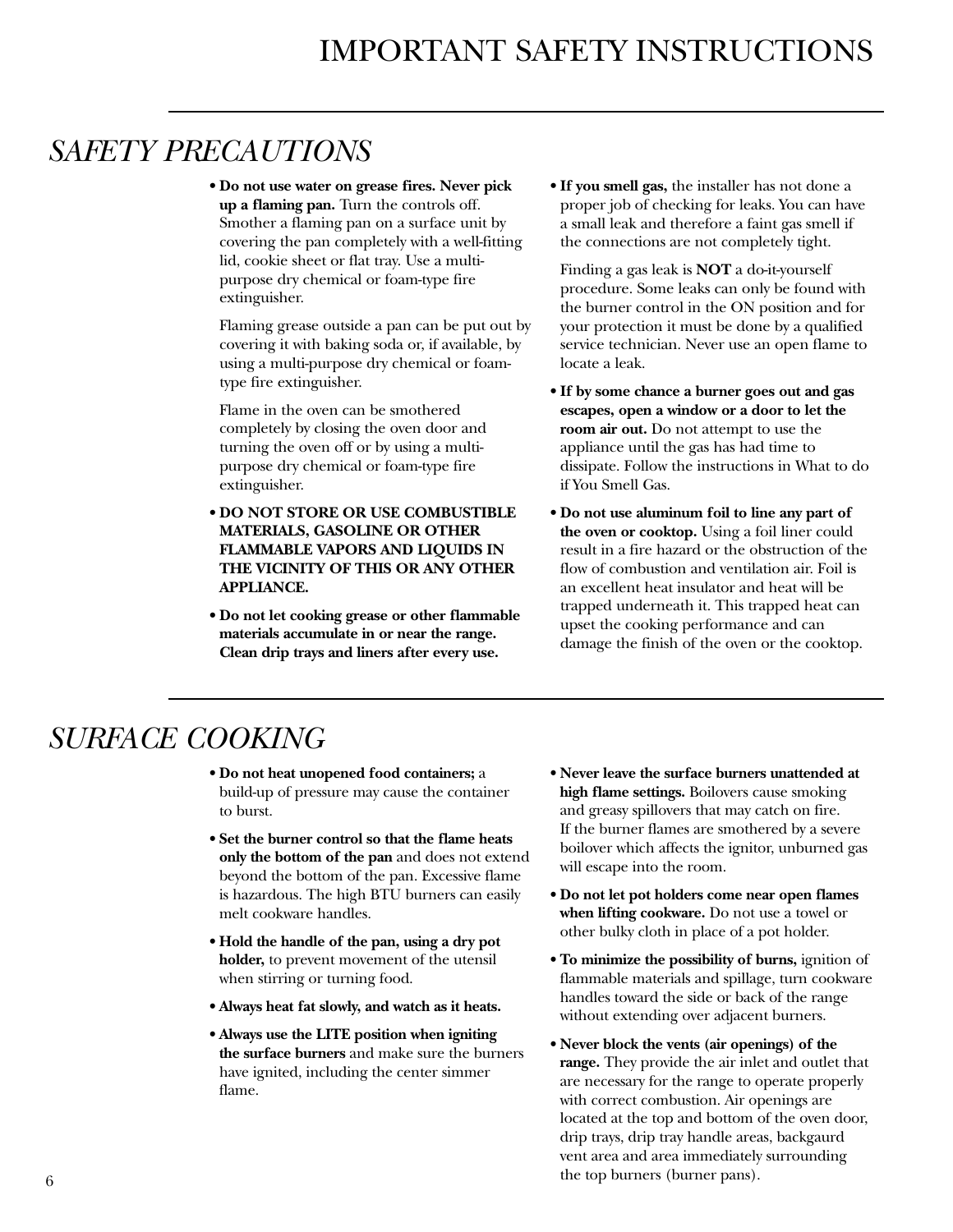# IMPORTANT SAFETY INSTRUCTIONS

## *SAFETY PRECAUTIONS*

- **Do not use water on grease fires. Never pick up a flaming pan.** Turn the controls off. Smother a flaming pan on a surface unit by covering the pan completely with a well-fitting lid, cookie sheet or flat tray. Use a multi-purpose dry chemical or foam-type fire extinguisher.

  Flaming grease outside a pan can be put out by covering it with baking soda or, if available, by using a multi-purpose dry chemical or foam-type fire extinguisher.

  Flame in the oven can be smothered completely by closing the oven door and turning the oven off or by using a multi-purpose dry chemical or foam-type fire extinguisher.

- **DO NOT STORE OR USE COMBUSTIBLE MATERIALS, GASOLINE OR OTHER FLAMMABLE VAPORS AND LIQUIDS IN THE VICINITY OF THIS OR ANY OTHER APPLIANCE.**

- **Do not let cooking grease or other flammable materials accumulate in or near the range. Clean drip trays and liners after every use.**

- **If you smell gas,** the installer has not done a proper job of checking for leaks. You can have a small leak and therefore a faint gas smell if the connections are not completely tight.

  Finding a gas leak is **NOT** a do-it-yourself procedure. Some leaks can only be found with the burner control in the ON position and for your protection it must be done by a qualified service technician. Never use an open flame to locate a leak.

- **If by some chance a burner goes out and gas escapes, open a window or a door to let the room air out.** Do not attempt to use the appliance until the gas has had time to dissipate. Follow the instructions in What to do if You Smell Gas.

- **Do not use aluminum foil to line any part of the oven or cooktop.** Using a foil liner could result in a fire hazard or the obstruction of the flow of combustion and ventilation air. Foil is an excellent heat insulator and heat will be trapped underneath it. This trapped heat can upset the cooking performance and can damage the finish of the oven or the cooktop.

## *SURFACE COOKING*

- **Do not heat unopened food containers;** a build-up of pressure may cause the container to burst.

- **Set the burner control so that the flame heats only the bottom of the pan** and does not extend beyond the bottom of the pan. Excessive flame is hazardous. The high BTU burners can easily melt cookware handles.

- **Hold the handle of the pan, using a dry pot holder,** to prevent movement of the utensil when stirring or turning food.

- **Always heat fat slowly, and watch as it heats.**

- **Always use the LITE position when igniting the surface burners** and make sure the burners have ignited, including the center simmer flame.

- **Never leave the surface burners unattended at high flame settings.** Boilovers cause smoking and greasy spillovers that may catch on fire. If the burner flames are smothered by a severe boilover which affects the ignitor, unburned gas will escape into the room.

- **Do not let pot holders come near open flames when lifting cookware.** Do not use a towel or other bulky cloth in place of a pot holder.

- **To minimize the possibility of burns,** ignition of flammable materials and spillage, turn cookware handles toward the side or back of the range without extending over adjacent burners.

- **Never block the vents (air openings) of the range.** They provide the air inlet and outlet that are necessary for the range to operate properly with correct combustion. Air openings are located at the top and bottom of the oven door, drip trays, drip tray handle areas, backgaurd vent area and area immediately surrounding the top burners (burner pans).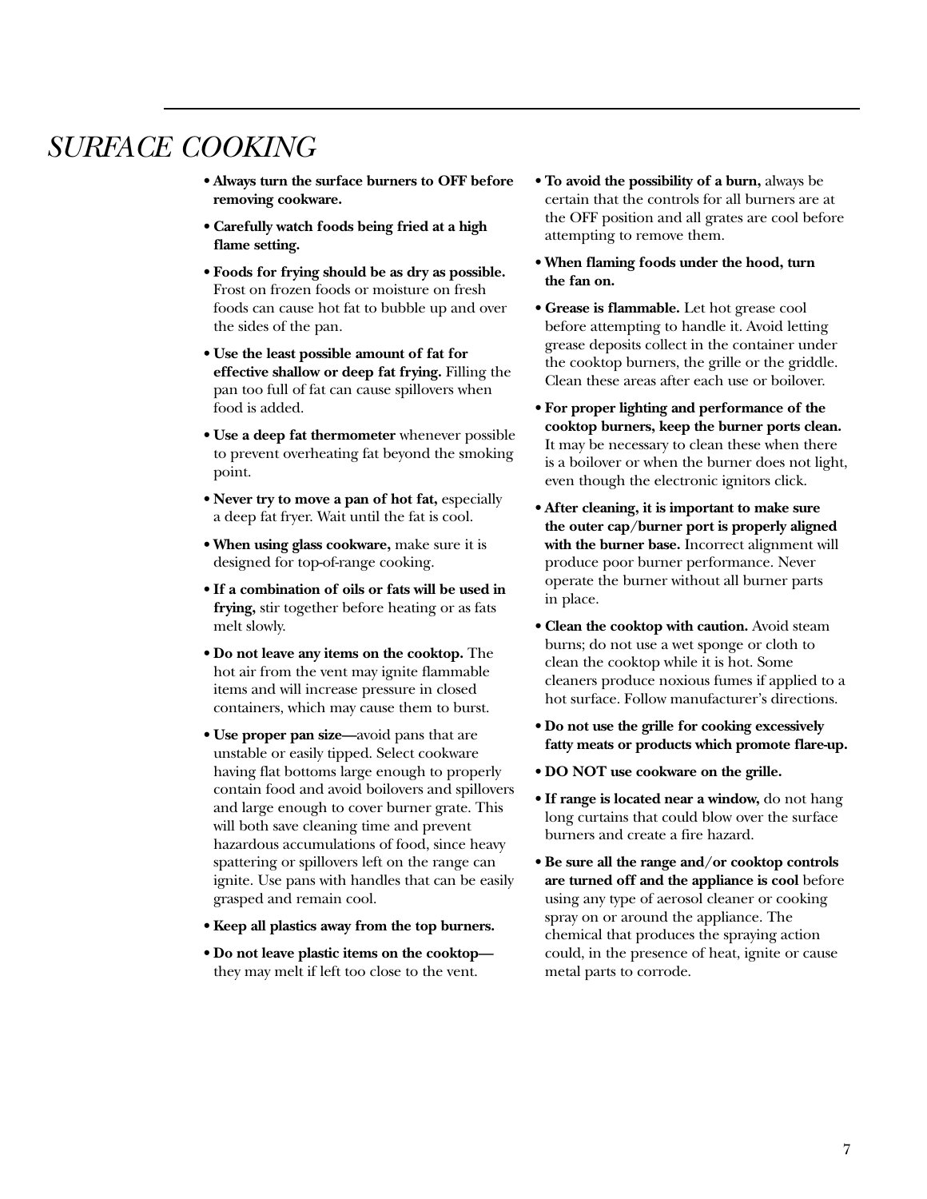# *SURFACE COOKING*

- **Always turn the surface burners to OFF before removing cookware.**
- **Carefully watch foods being fried at a high flame setting.**
- **Foods for frying should be as dry as possible.** Frost on frozen foods or moisture on fresh foods can cause hot fat to bubble up and over the sides of the pan.
- **Use the least possible amount of fat for effective shallow or deep fat frying.** Filling the pan too full of fat can cause spillovers when food is added.
- **Use a deep fat thermometer** whenever possible to prevent overheating fat beyond the smoking point.
- **Never try to move a pan of hot fat,** especially a deep fat fryer. Wait until the fat is cool.
- **When using glass cookware,** make sure it is designed for top-of-range cooking.
- **If a combination of oils or fats will be used in frying,** stir together before heating or as fats melt slowly.
- **Do not leave any items on the cooktop.** The hot air from the vent may ignite flammable items and will increase pressure in closed containers, which may cause them to burst.
- **Use proper pan size—**avoid pans that are unstable or easily tipped. Select cookware having flat bottoms large enough to properly contain food and avoid boilovers and spillovers and large enough to cover burner grate. This will both save cleaning time and prevent hazardous accumulations of food, since heavy spattering or spillovers left on the range can ignite. Use pans with handles that can be easily grasped and remain cool.
- **Keep all plastics away from the top burners.**
- **Do not leave plastic items on the cooktop—** they may melt if left too close to the vent.
- **To avoid the possibility of a burn,** always be certain that the controls for all burners are at the OFF position and all grates are cool before attempting to remove them.
- **When flaming foods under the hood, turn the fan on.**
- **Grease is flammable.** Let hot grease cool before attempting to handle it. Avoid letting grease deposits collect in the container under the cooktop burners, the grille or the griddle. Clean these areas after each use or boilover.
- **For proper lighting and performance of the cooktop burners, keep the burner ports clean.** It may be necessary to clean these when there is a boilover or when the burner does not light, even though the electronic ignitors click.
- **After cleaning, it is important to make sure the outer cap/burner port is properly aligned with the burner base.** Incorrect alignment will produce poor burner performance. Never operate the burner without all burner parts in place.
- **Clean the cooktop with caution.** Avoid steam burns; do not use a wet sponge or cloth to clean the cooktop while it is hot. Some cleaners produce noxious fumes if applied to a hot surface. Follow manufacturer's directions.
- **Do not use the grille for cooking excessively fatty meats or products which promote flare-up.**
- **DO NOT use cookware on the grille.**
- **If range is located near a window,** do not hang long curtains that could blow over the surface burners and create a fire hazard.
- **Be sure all the range and/or cooktop controls are turned off and the appliance is cool** before using any type of aerosol cleaner or cooking spray on or around the appliance. The chemical that produces the spraying action could, in the presence of heat, ignite or cause metal parts to corrode.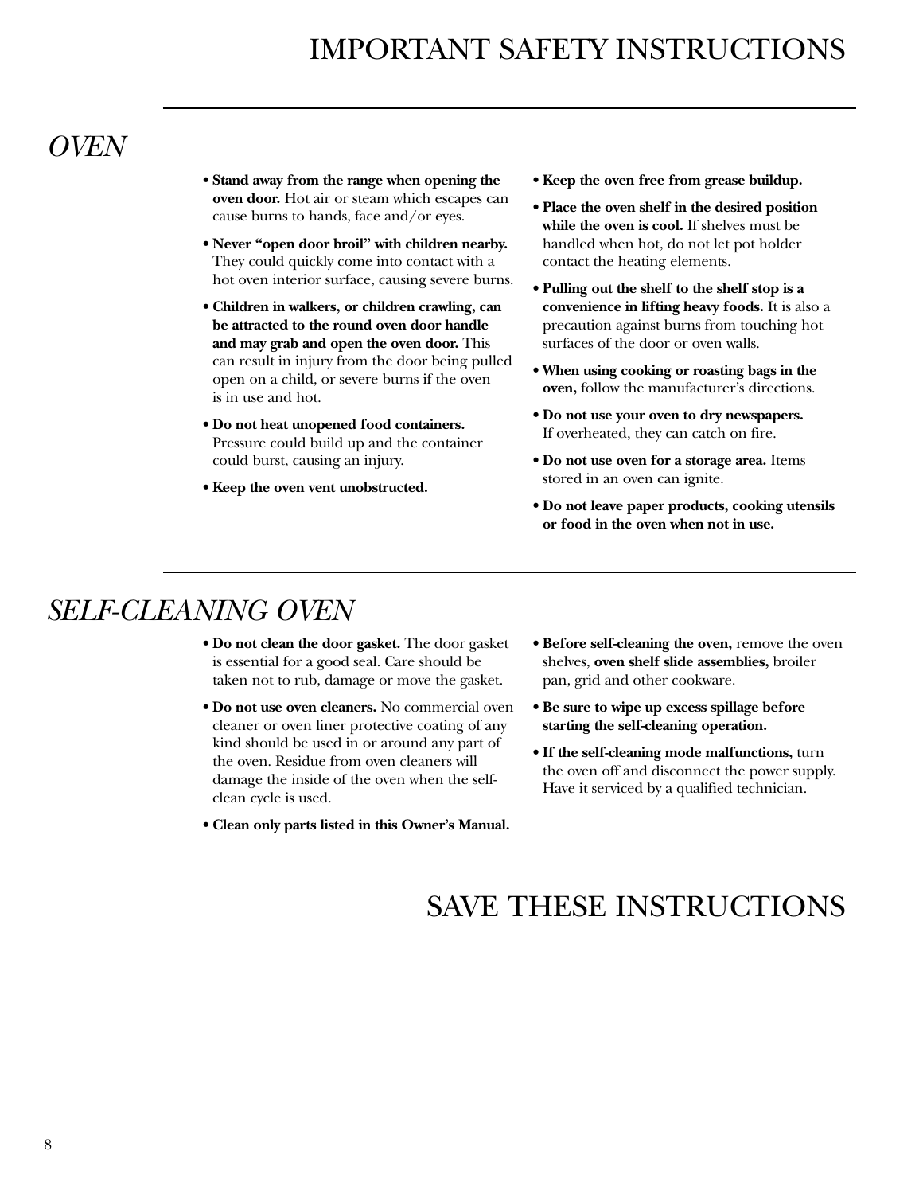# IMPORTANT SAFETY INSTRUCTIONS

## *OVEN*

- **Stand away from the range when opening the oven door.** Hot air or steam which escapes can cause burns to hands, face and/or eyes.
- **Never "open door broil" with children nearby.** They could quickly come into contact with a hot oven interior surface, causing severe burns.
- **Children in walkers, or children crawling, can be attracted to the round oven door handle and may grab and open the oven door.** This can result in injury from the door being pulled open on a child, or severe burns if the oven is in use and hot.
- **Do not heat unopened food containers.** Pressure could build up and the container could burst, causing an injury.
- **Keep the oven vent unobstructed.**
- **Keep the oven free from grease buildup.**
- **Place the oven shelf in the desired position while the oven is cool.** If shelves must be handled when hot, do not let pot holder contact the heating elements.
- **Pulling out the shelf to the shelf stop is a convenience in lifting heavy foods.** It is also a precaution against burns from touching hot surfaces of the door or oven walls.
- **When using cooking or roasting bags in the oven,** follow the manufacturer's directions.
- **Do not use your oven to dry newspapers.** If overheated, they can catch on fire.
- **Do not use oven for a storage area.** Items stored in an oven can ignite.
- **Do not leave paper products, cooking utensils or food in the oven when not in use.**

## *SELF-CLEANING OVEN*

- **Do not clean the door gasket.** The door gasket is essential for a good seal. Care should be taken not to rub, damage or move the gasket.
- **Do not use oven cleaners.** No commercial oven cleaner or oven liner protective coating of any kind should be used in or around any part of the oven. Residue from oven cleaners will damage the inside of the oven when the self-clean cycle is used.
- **Clean only parts listed in this Owner's Manual.**
- **Before self-cleaning the oven,** remove the oven shelves, **oven shelf slide assemblies,** broiler pan, grid and other cookware.
- **Be sure to wipe up excess spillage before starting the self-cleaning operation.**
- **If the self-cleaning mode malfunctions,** turn the oven off and disconnect the power supply. Have it serviced by a qualified technician.

# SAVE THESE INSTRUCTIONS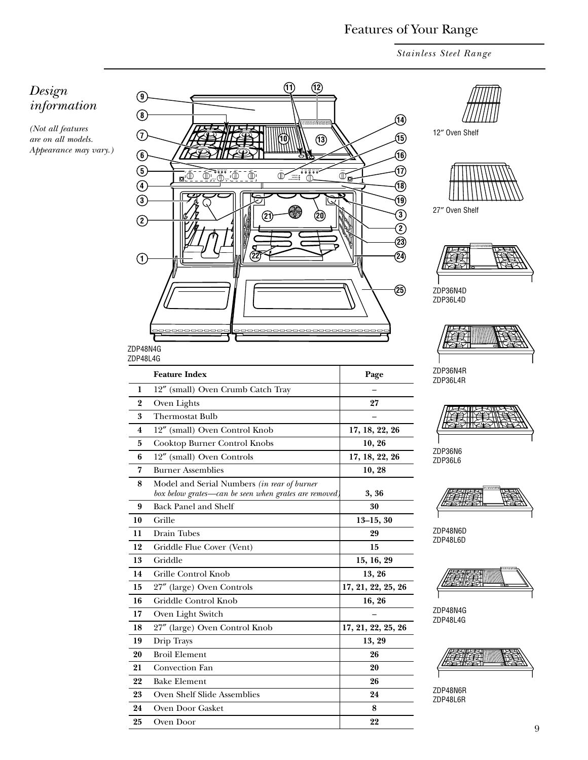# Features of Your Range

*Stainless Steel Range*

## *Design information*

*(Not all features are on all models. Appearance may vary.)*

ZDP48N4G
ZDP48L4G

| | Feature Index | Page |
|---|---|---|
| 1 | 12″ (small) Oven Crumb Catch Tray | – |
| 2 | Oven Lights | 27 |
| 3 | Thermostat Bulb | – |
| 4 | 12″ (small) Oven Control Knob | 17, 18, 22, 26 |
| 5 | Cooktop Burner Control Knobs | 10, 26 |
| 6 | 12″ (small) Oven Controls | 17, 18, 22, 26 |
| 7 | Burner Assemblies | 10, 28 |
| 8 | Model and Serial Numbers *(in rear of burner box below grates—can be seen when grates are removed)* | 3, 36 |
| 9 | Back Panel and Shelf | 30 |
| 10 | Grille | 13–15, 30 |
| 11 | Drain Tubes | 29 |
| 12 | Griddle Flue Cover (Vent) | 15 |
| 13 | Griddle | 15, 16, 29 |
| 14 | Grille Control Knob | 13, 26 |
| 15 | 27″ (large) Oven Controls | 17, 21, 22, 25, 26 |
| 16 | Griddle Control Knob | 16, 26 |
| 17 | Oven Light Switch | – |
| 18 | 27″ (large) Oven Control Knob | 17, 21, 22, 25, 26 |
| 19 | Drip Trays | 13, 29 |
| 20 | Broil Element | 26 |
| 21 | Convection Fan | 20 |
| 22 | Bake Element | 26 |
| 23 | Oven Shelf Slide Assemblies | 24 |
| 24 | Oven Door Gasket | 8 |
| 25 | Oven Door | 22 |

12″ Oven Shelf

27″ Oven Shelf

ZDP36N4D
ZDP36L4D

ZDP36N4R
ZDP36L4R

ZDP36N6
ZDP36L6

ZDP48N6D
ZDP48L6D

ZDP48N4G
ZDP48L4G

ZDP48N6R
ZDP48L6R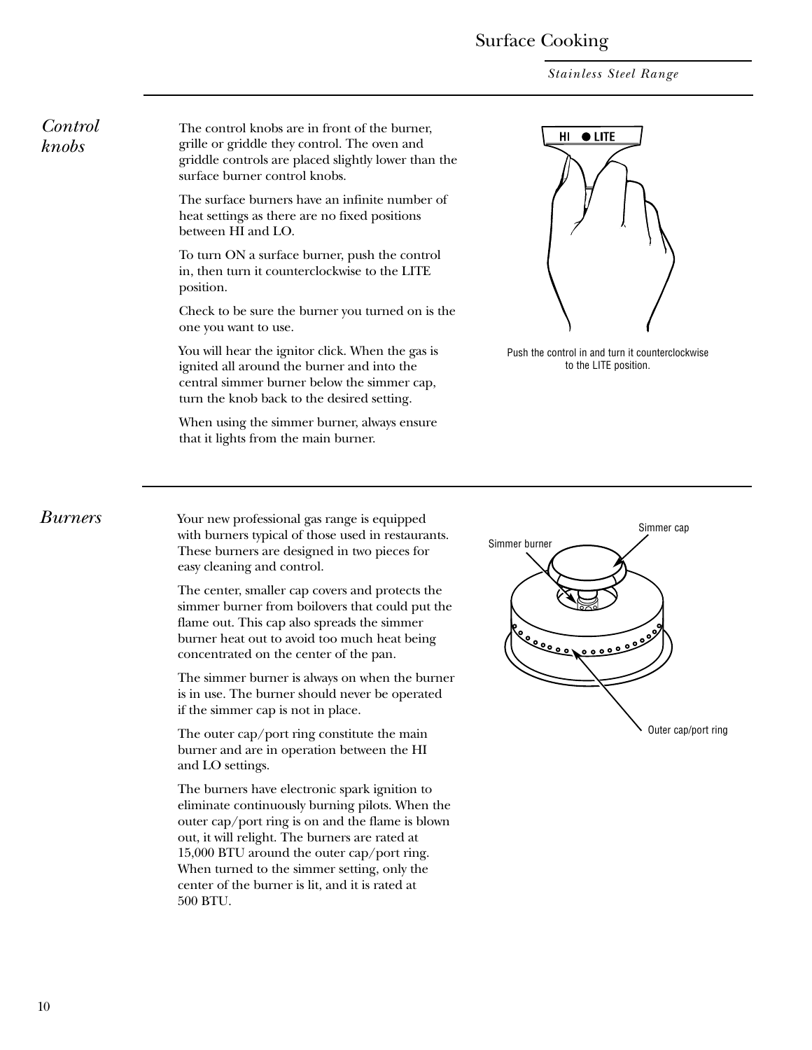# Surface Cooking

*Stainless Steel Range*

## *Control knobs*

The control knobs are in front of the burner, grille or griddle they control. The oven and griddle controls are placed slightly lower than the surface burner control knobs.

The surface burners have an infinite number of heat settings as there are no fixed positions between HI and LO.

To turn ON a surface burner, push the control in, then turn it counterclockwise to the LITE position.

Check to be sure the burner you turned on is the one you want to use.

You will hear the ignitor click. When the gas is ignited all around the burner and into the central simmer burner below the simmer cap, turn the knob back to the desired setting.

When using the simmer burner, always ensure that it lights from the main burner.

Push the control in and turn it counterclockwise to the LITE position.

## *Burners*

Your new professional gas range is equipped with burners typical of those used in restaurants. These burners are designed in two pieces for easy cleaning and control.

The center, smaller cap covers and protects the simmer burner from boilovers that could put the flame out. This cap also spreads the simmer burner heat out to avoid too much heat being concentrated on the center of the pan.

The simmer burner is always on when the burner is in use. The burner should never be operated if the simmer cap is not in place.

The outer cap/port ring constitute the main burner and are in operation between the HI and LO settings.

The burners have electronic spark ignition to eliminate continuously burning pilots. When the outer cap/port ring is on and the flame is blown out, it will relight. The burners are rated at 15,000 BTU around the outer cap/port ring. When turned to the simmer setting, only the center of the burner is lit, and it is rated at 500 BTU.

Simmer cap

Simmer burner

Outer cap/port ring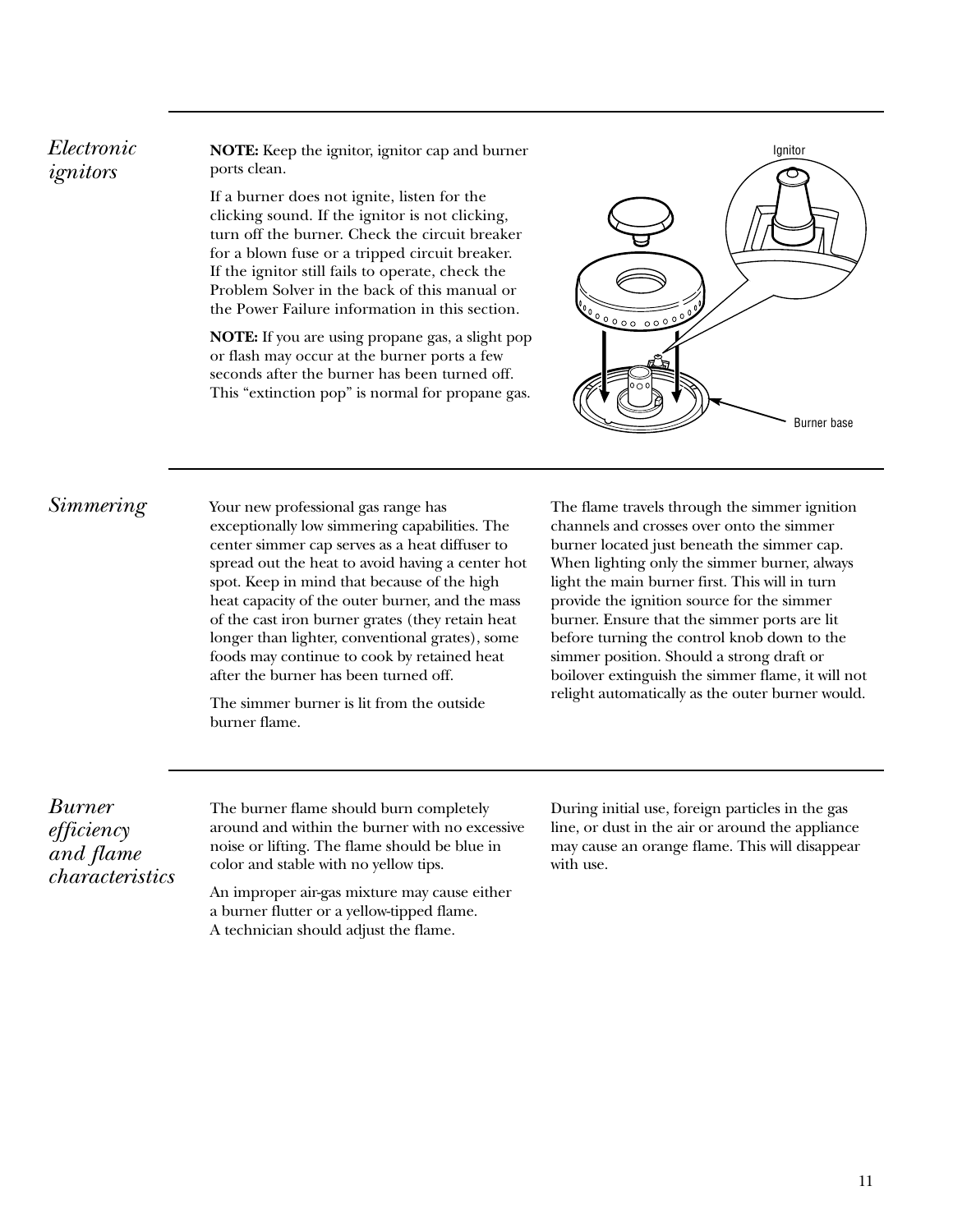## *Electronic ignitors*

**NOTE:** Keep the ignitor, ignitor cap and burner ports clean.

If a burner does not ignite, listen for the clicking sound. If the ignitor is not clicking, turn off the burner. Check the circuit breaker for a blown fuse or a tripped circuit breaker. If the ignitor still fails to operate, check the Problem Solver in the back of this manual or the Power Failure information in this section.

**NOTE:** If you are using propane gas, a slight pop or flash may occur at the burner ports a few seconds after the burner has been turned off. This "extinction pop" is normal for propane gas.

Ignitor

Burner base

## *Simmering*

Your new professional gas range has exceptionally low simmering capabilities. The center simmer cap serves as a heat diffuser to spread out the heat to avoid having a center hot spot. Keep in mind that because of the high heat capacity of the outer burner, and the mass of the cast iron burner grates (they retain heat longer than lighter, conventional grates), some foods may continue to cook by retained heat after the burner has been turned off.

The simmer burner is lit from the outside burner flame.

The flame travels through the simmer ignition channels and crosses over onto the simmer burner located just beneath the simmer cap. When lighting only the simmer burner, always light the main burner first. This will in turn provide the ignition source for the simmer burner. Ensure that the simmer ports are lit before turning the control knob down to the simmer position. Should a strong draft or boilover extinguish the simmer flame, it will not relight automatically as the outer burner would.

## *Burner efficiency and flame characteristics*

The burner flame should burn completely around and within the burner with no excessive noise or lifting. The flame should be blue in color and stable with no yellow tips.

An improper air-gas mixture may cause either a burner flutter or a yellow-tipped flame. A technician should adjust the flame.

During initial use, foreign particles in the gas line, or dust in the air or around the appliance may cause an orange flame. This will disappear with use.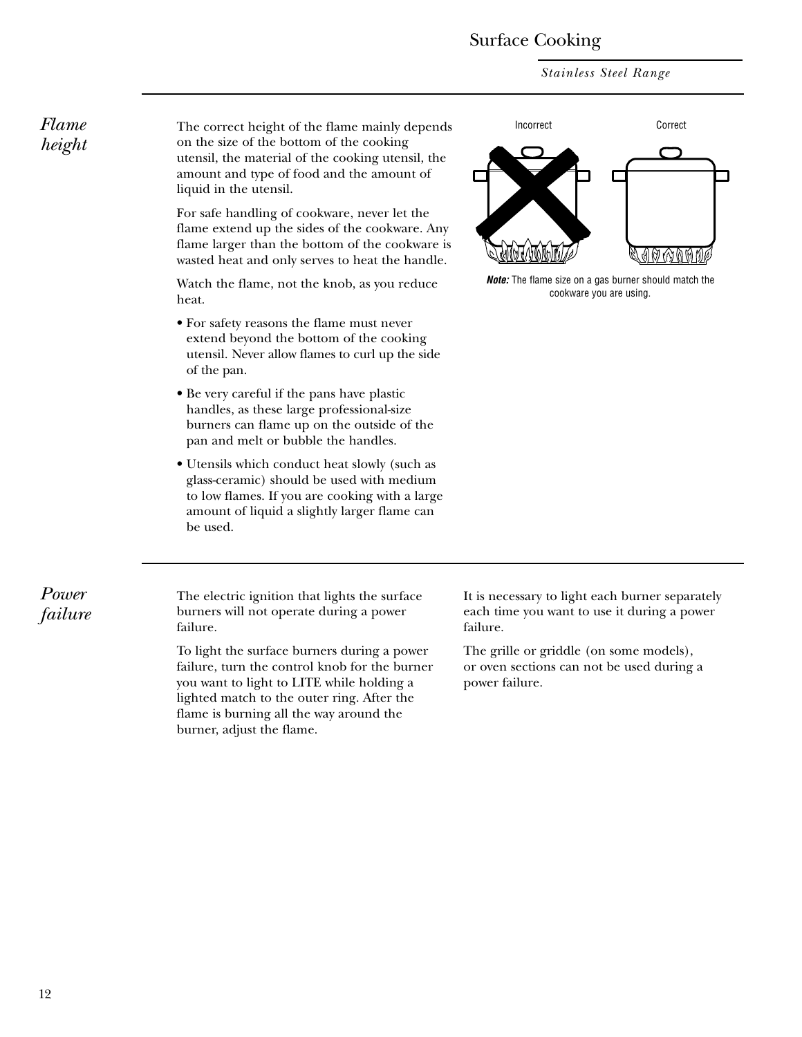# Surface Cooking

*Stainless Steel Range*

## *Flame height*

The correct height of the flame mainly depends on the size of the bottom of the cooking utensil, the material of the cooking utensil, the amount and type of food and the amount of liquid in the utensil.

For safe handling of cookware, never let the flame extend up the sides of the cookware. Any flame larger than the bottom of the cookware is wasted heat and only serves to heat the handle.

Watch the flame, not the knob, as you reduce heat.

- For safety reasons the flame must never extend beyond the bottom of the cooking utensil. Never allow flames to curl up the side of the pan.
- Be very careful if the pans have plastic handles, as these large professional-size burners can flame up on the outside of the pan and melt or bubble the handles.
- Utensils which conduct heat slowly (such as glass-ceramic) should be used with medium to low flames. If you are cooking with a large amount of liquid a slightly larger flame can be used.

Incorrect Correct

***Note:*** The flame size on a gas burner should match the cookware you are using.

## *Power failure*

The electric ignition that lights the surface burners will not operate during a power failure.

To light the surface burners during a power failure, turn the control knob for the burner you want to light to LITE while holding a lighted match to the outer ring. After the flame is burning all the way around the burner, adjust the flame.

It is necessary to light each burner separately each time you want to use it during a power failure.

The grille or griddle (on some models), or oven sections can not be used during a power failure.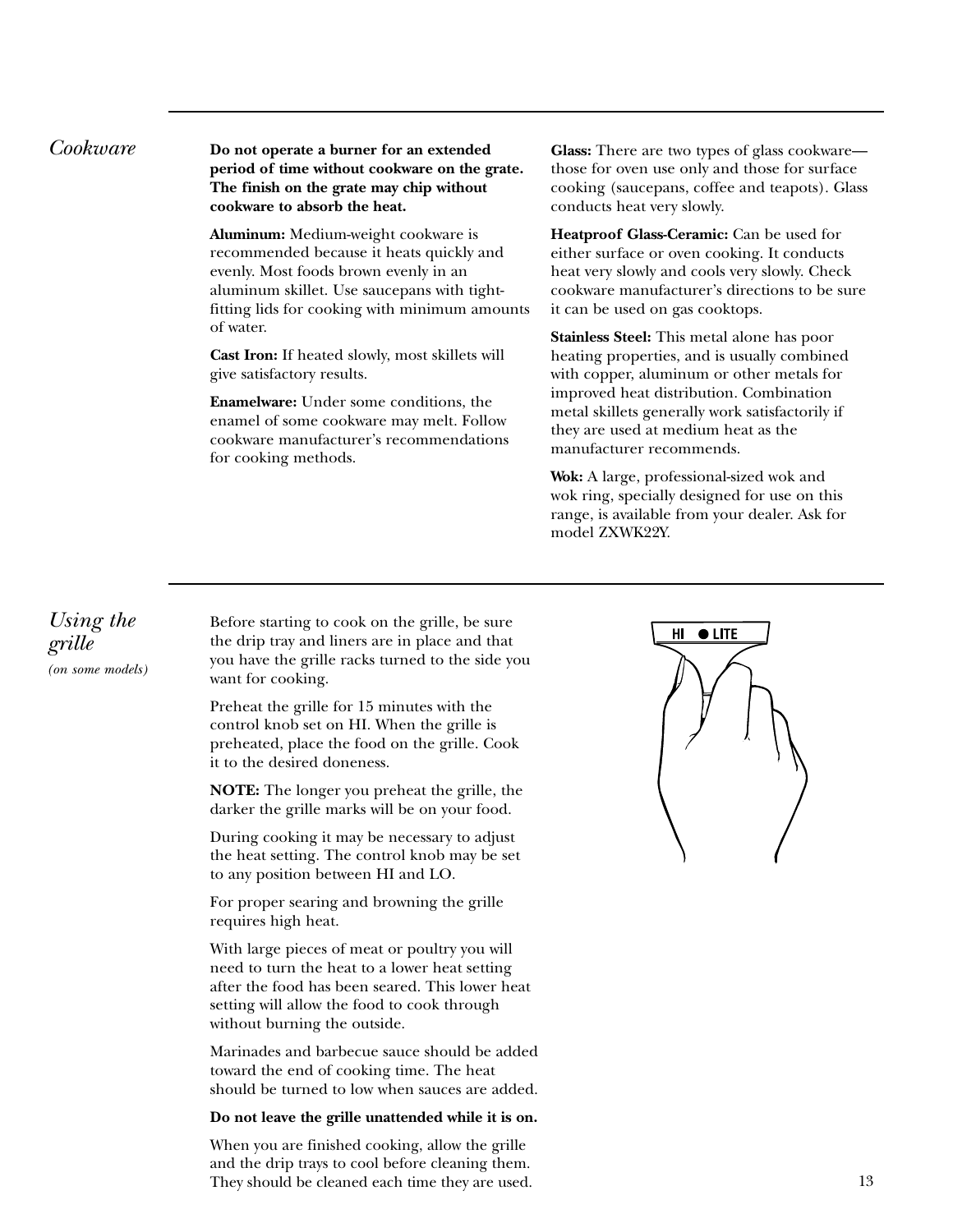## *Cookware*

**Do not operate a burner for an extended period of time without cookware on the grate. The finish on the grate may chip without cookware to absorb the heat.**

**Aluminum:** Medium-weight cookware is recommended because it heats quickly and evenly. Most foods brown evenly in an aluminum skillet. Use saucepans with tight-fitting lids for cooking with minimum amounts of water.

**Cast Iron:** If heated slowly, most skillets will give satisfactory results.

**Enamelware:** Under some conditions, the enamel of some cookware may melt. Follow cookware manufacturer's recommendations for cooking methods.

**Glass:** There are two types of glass cookware—those for oven use only and those for surface cooking (saucepans, coffee and teapots). Glass conducts heat very slowly.

**Heatproof Glass-Ceramic:** Can be used for either surface or oven cooking. It conducts heat very slowly and cools very slowly. Check cookware manufacturer's directions to be sure it can be used on gas cooktops.

**Stainless Steel:** This metal alone has poor heating properties, and is usually combined with copper, aluminum or other metals for improved heat distribution. Combination metal skillets generally work satisfactorily if they are used at medium heat as the manufacturer recommends.

**Wok:** A large, professional-sized wok and wok ring, specially designed for use on this range, is available from your dealer. Ask for model ZXWK22Y.

## *Using the grille*

*(on some models)*

Before starting to cook on the grille, be sure the drip tray and liners are in place and that you have the grille racks turned to the side you want for cooking.

Preheat the grille for 15 minutes with the control knob set on HI. When the grille is preheated, place the food on the grille. Cook it to the desired doneness.

**NOTE:** The longer you preheat the grille, the darker the grille marks will be on your food.

During cooking it may be necessary to adjust the heat setting. The control knob may be set to any position between HI and LO.

For proper searing and browning the grille requires high heat.

With large pieces of meat or poultry you will need to turn the heat to a lower heat setting after the food has been seared. This lower heat setting will allow the food to cook through without burning the outside.

Marinades and barbecue sauce should be added toward the end of cooking time. The heat should be turned to low when sauces are added.

**Do not leave the grille unattended while it is on.**

When you are finished cooking, allow the grille and the drip trays to cool before cleaning them. They should be cleaned each time they are used.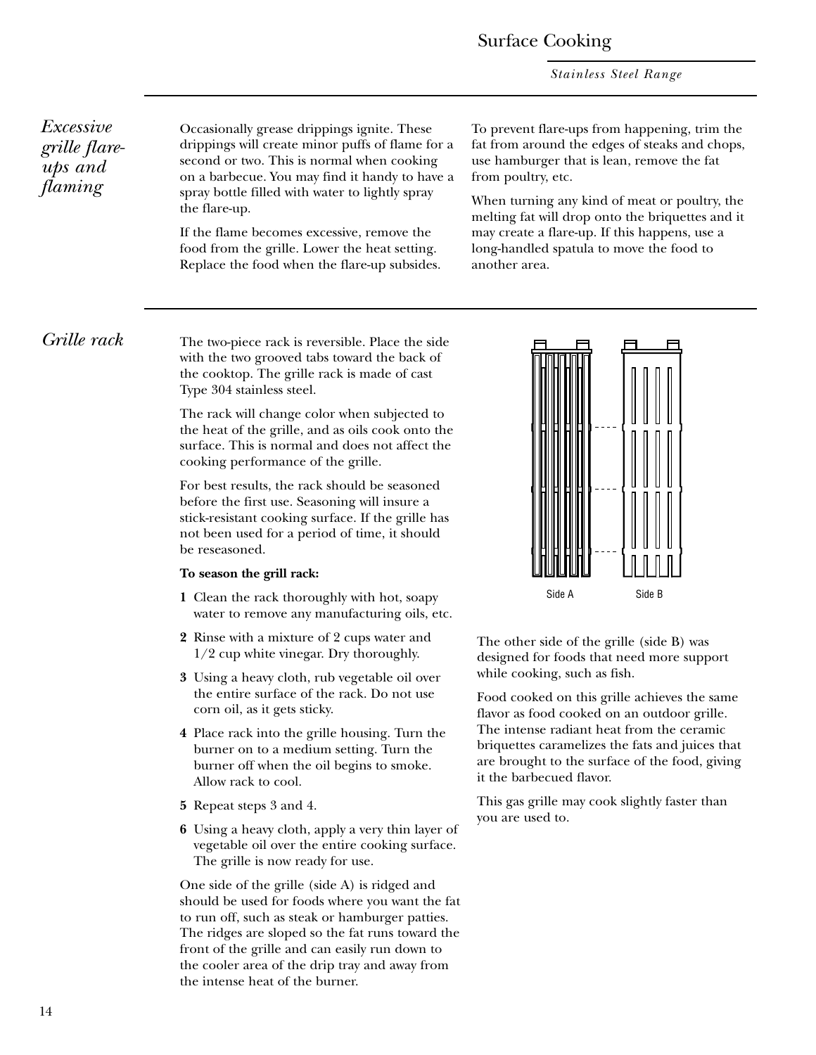## Excessive grille flare-ups and flaming

Occasionally grease drippings ignite. These drippings will create minor puffs of flame for a second or two. This is normal when cooking on a barbecue. You may find it handy to have a spray bottle filled with water to lightly spray the flare-up.

If the flame becomes excessive, remove the food from the grille. Lower the heat setting. Replace the food when the flare-up subsides.

To prevent flare-ups from happening, trim the fat from around the edges of steaks and chops, use hamburger that is lean, remove the fat from poultry, etc.

When turning any kind of meat or poultry, the melting fat will drop onto the briquettes and it may create a flare-up. If this happens, use a long-handled spatula to move the food to another area.

## Grille rack

The two-piece rack is reversible. Place the side with the two grooved tabs toward the back of the cooktop. The grille rack is made of cast Type 304 stainless steel.

The rack will change color when subjected to the heat of the grille, and as oils cook onto the surface. This is normal and does not affect the cooking performance of the grille.

For best results, the rack should be seasoned before the first use. Seasoning will insure a stick-resistant cooking surface. If the grille has not been used for a period of time, it should be reseasoned.

**To season the grill rack:**

1. Clean the rack thoroughly with hot, soapy water to remove any manufacturing oils, etc.
2. Rinse with a mixture of 2 cups water and 1/2 cup white vinegar. Dry thoroughly.
3. Using a heavy cloth, rub vegetable oil over the entire surface of the rack. Do not use corn oil, as it gets sticky.
4. Place rack into the grille housing. Turn the burner on to a medium setting. Turn the burner off when the oil begins to smoke. Allow rack to cool.
5. Repeat steps 3 and 4.
6. Using a heavy cloth, apply a very thin layer of vegetable oil over the entire cooking surface. The grille is now ready for use.

One side of the grille (side A) is ridged and should be used for foods where you want the fat to run off, such as steak or hamburger patties. The ridges are sloped so the fat runs toward the front of the grille and can easily run down to the cooler area of the drip tray and away from the intense heat of the burner.

Side A Side B

The other side of the grille (side B) was designed for foods that need more support while cooking, such as fish.

Food cooked on this grille achieves the same flavor as food cooked on an outdoor grille. The intense radiant heat from the ceramic briquettes caramelizes the fats and juices that are brought to the surface of the food, giving it the barbecued flavor.

This gas grille may cook slightly faster than you are used to.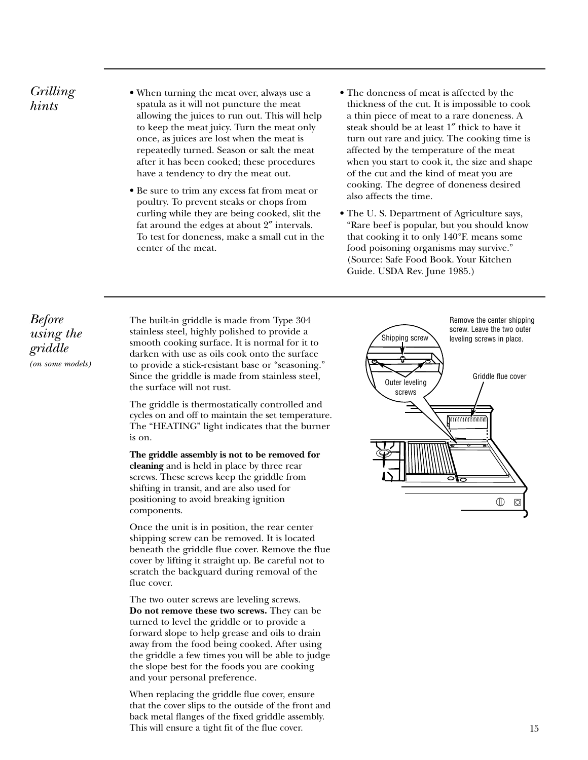## *Grilling hints*

- When turning the meat over, always use a spatula as it will not puncture the meat allowing the juices to run out. This will help to keep the meat juicy. Turn the meat only once, as juices are lost when the meat is repeatedly turned. Season or salt the meat after it has been cooked; these procedures have a tendency to dry the meat out.
- Be sure to trim any excess fat from meat or poultry. To prevent steaks or chops from curling while they are being cooked, slit the fat around the edges at about 2″ intervals. To test for doneness, make a small cut in the center of the meat.
- The doneness of meat is affected by the thickness of the cut. It is impossible to cook a thin piece of meat to a rare doneness. A steak should be at least 1″ thick to have it turn out rare and juicy. The cooking time is affected by the temperature of the meat when you start to cook it, the size and shape of the cut and the kind of meat you are cooking. The degree of doneness desired also affects the time.
- The U. S. Department of Agriculture says, "Rare beef is popular, but you should know that cooking it to only 140°F. means some food poisoning organisms may survive." (Source: Safe Food Book. Your Kitchen Guide. USDA Rev. June 1985.)

## *Before using the griddle*

*(on some models)*

The built-in griddle is made from Type 304 stainless steel, highly polished to provide a smooth cooking surface. It is normal for it to darken with use as oils cook onto the surface to provide a stick-resistant base or "seasoning." Since the griddle is made from stainless steel, the surface will not rust.

The griddle is thermostatically controlled and cycles on and off to maintain the set temperature. The "HEATING" light indicates that the burner is on.

**The griddle assembly is not to be removed for cleaning** and is held in place by three rear screws. These screws keep the griddle from shifting in transit, and are also used for positioning to avoid breaking ignition components.

Once the unit is in position, the rear center shipping screw can be removed. It is located beneath the griddle flue cover. Remove the flue cover by lifting it straight up. Be careful not to scratch the backguard during removal of the flue cover.

The two outer screws are leveling screws. **Do not remove these two screws.** They can be turned to level the griddle or to provide a forward slope to help grease and oils to drain away from the food being cooked. After using the griddle a few times you will be able to judge the slope best for the foods you are cooking and your personal preference.

When replacing the griddle flue cover, ensure that the cover slips to the outside of the front and back metal flanges of the fixed griddle assembly. This will ensure a tight fit of the flue cover.

Remove the center shipping screw. Leave the two outer leveling screws in place.

Shipping screw

Outer leveling screws

Griddle flue cover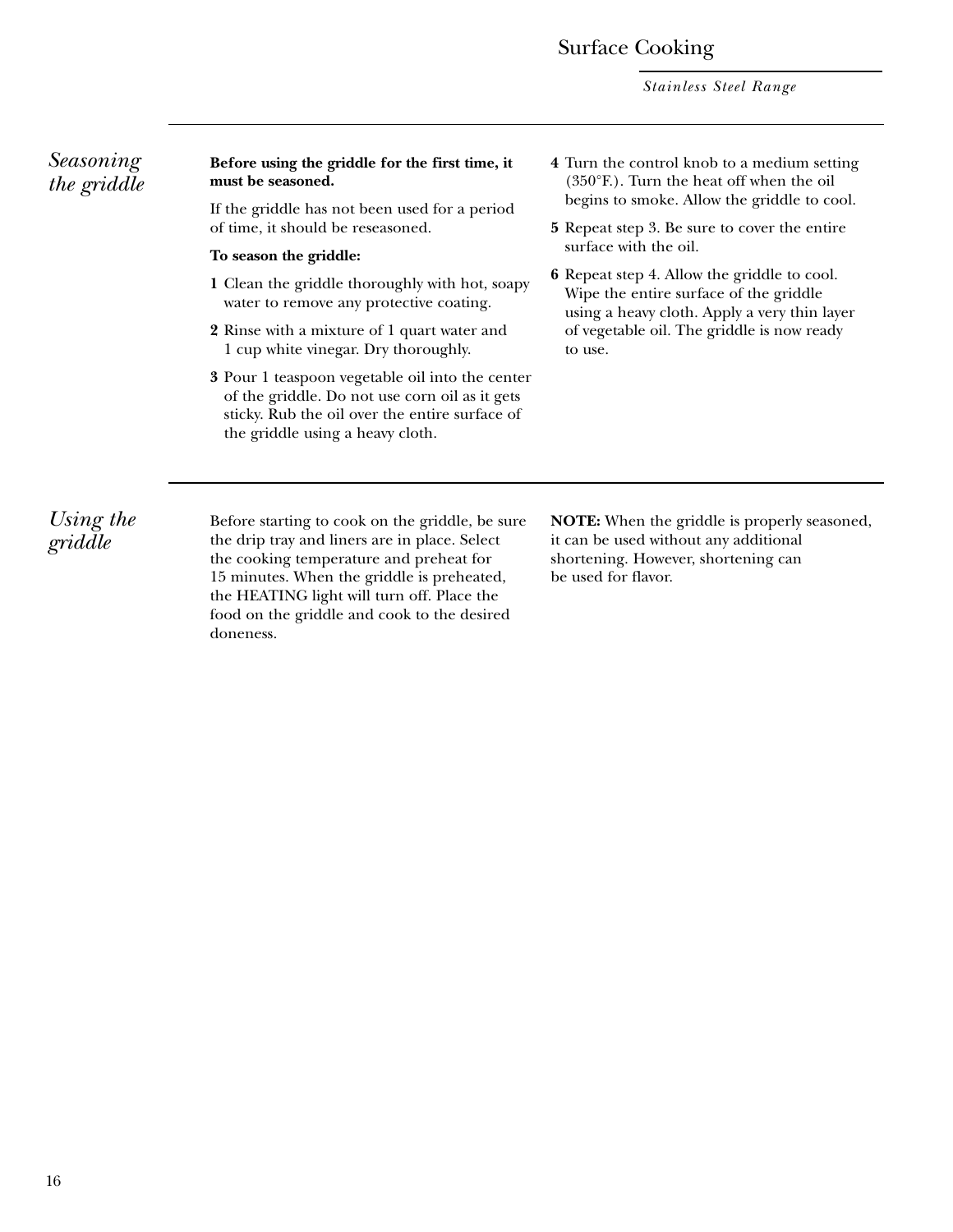## Seasoning the griddle

**Before using the griddle for the first time, it must be seasoned.**

If the griddle has not been used for a period of time, it should be reseasoned.

**To season the griddle:**

**1** Clean the griddle thoroughly with hot, soapy water to remove any protective coating.

**2** Rinse with a mixture of 1 quart water and 1 cup white vinegar. Dry thoroughly.

**3** Pour 1 teaspoon vegetable oil into the center of the griddle. Do not use corn oil as it gets sticky. Rub the oil over the entire surface of the griddle using a heavy cloth.

**4** Turn the control knob to a medium setting (350°F.). Turn the heat off when the oil begins to smoke. Allow the griddle to cool.

**5** Repeat step 3. Be sure to cover the entire surface with the oil.

**6** Repeat step 4. Allow the griddle to cool. Wipe the entire surface of the griddle using a heavy cloth. Apply a very thin layer of vegetable oil. The griddle is now ready to use.

## Using the griddle

Before starting to cook on the griddle, be sure the drip tray and liners are in place. Select the cooking temperature and preheat for 15 minutes. When the griddle is preheated, the HEATING light will turn off. Place the food on the griddle and cook to the desired doneness.

**NOTE:** When the griddle is properly seasoned, it can be used without any additional shortening. However, shortening can be used for flavor.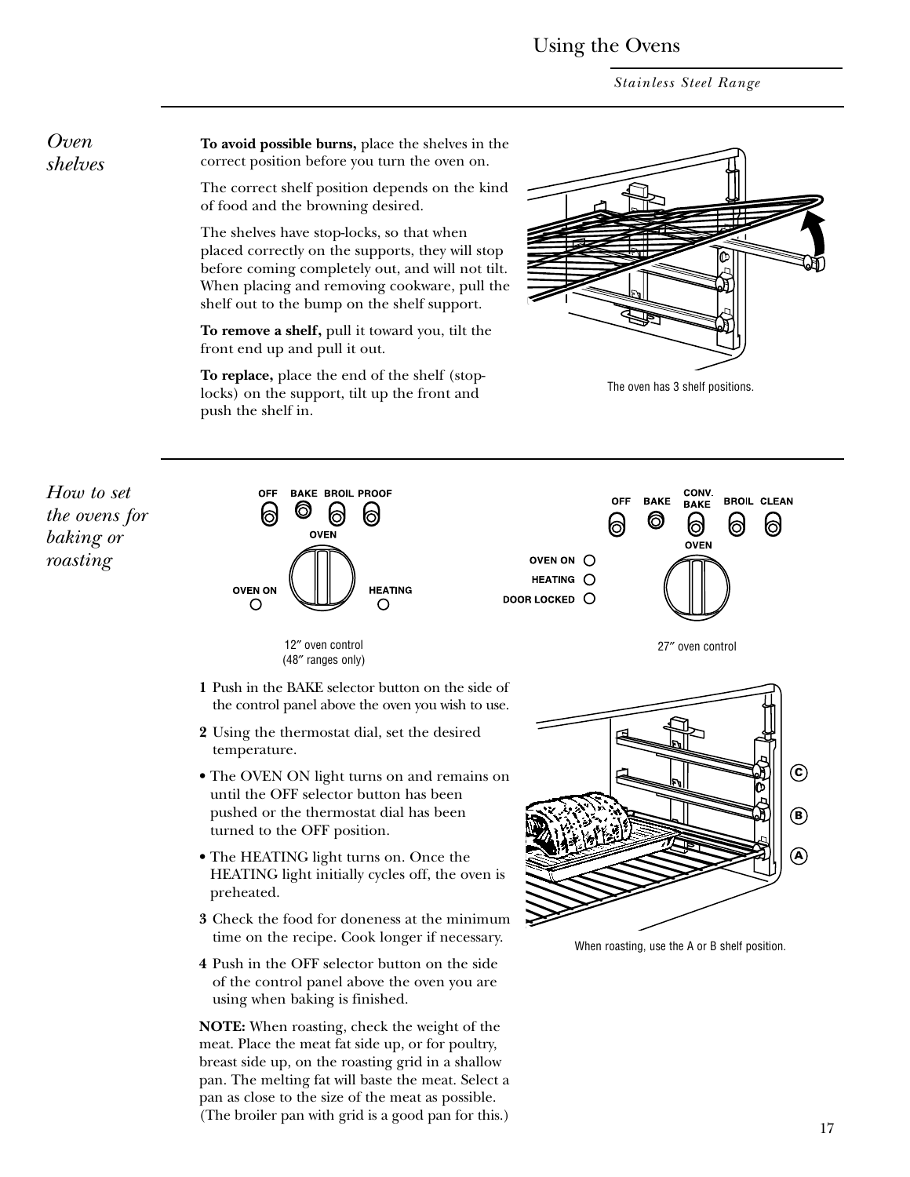## Oven shelves

**To avoid possible burns,** place the shelves in the correct position before you turn the oven on.

The correct shelf position depends on the kind of food and the browning desired.

The shelves have stop-locks, so that when placed correctly on the supports, they will stop before coming completely out, and will not tilt. When placing and removing cookware, pull the shelf out to the bump on the shelf support.

**To remove a shelf,** pull it toward you, tilt the front end up and pull it out.

**To replace,** place the end of the shelf (stop-locks) on the support, tilt up the front and push the shelf in.

The oven has 3 shelf positions.

## How to set the ovens for baking or roasting

OFF BAKE BROIL PROOF
OVEN
OVEN ON HEATING

12″ oven control
(48″ ranges only)

OFF BAKE CONV. BAKE BROIL CLEAN
OVEN
OVEN ON
HEATING
DOOR LOCKED

27″ oven control

1. Push in the BAKE selector button on the side of the control panel above the oven you wish to use.
2. Using the thermostat dial, set the desired temperature.

- The OVEN ON light turns on and remains on until the OFF selector button has been pushed or the thermostat dial has been turned to the OFF position.
- The HEATING light turns on. Once the HEATING light initially cycles off, the oven is preheated.

3. Check the food for doneness at the minimum time on the recipe. Cook longer if necessary.
4. Push in the OFF selector button on the side of the control panel above the oven you are using when baking is finished.

**NOTE:** When roasting, check the weight of the meat. Place the meat fat side up, or for poultry, breast side up, on the roasting grid in a shallow pan. The melting fat will baste the meat. Select a pan as close to the size of the meat as possible. (The broiler pan with grid is a good pan for this.)

When roasting, use the A or B shelf position.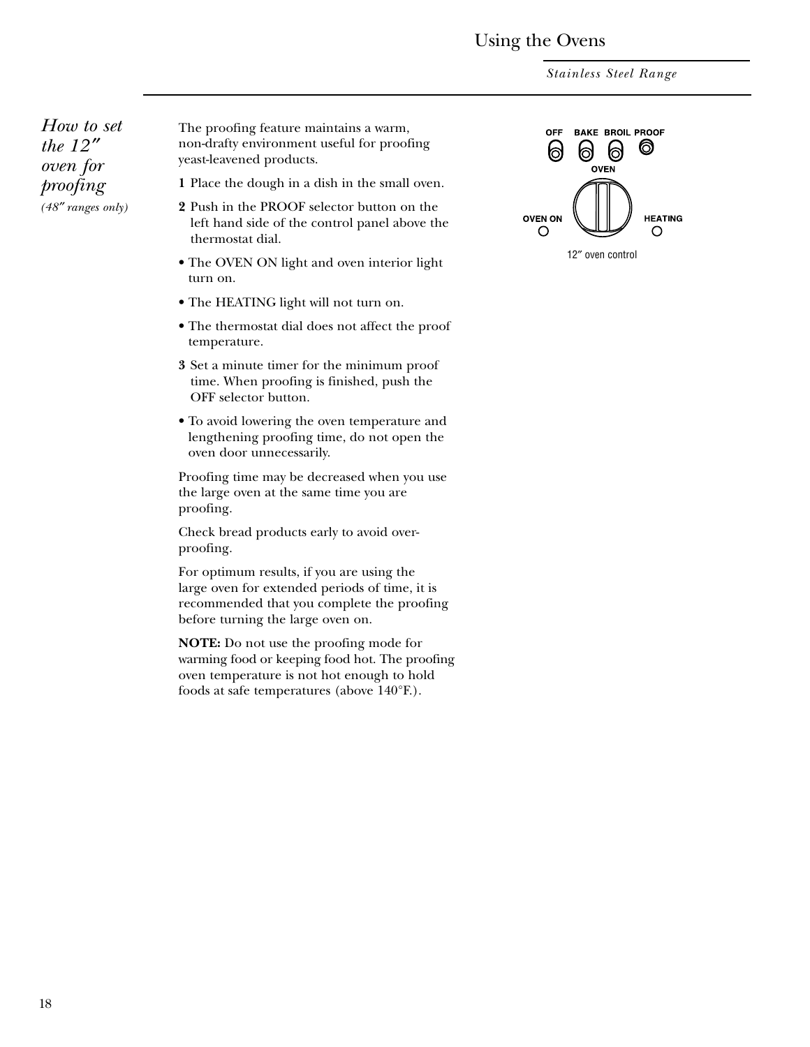## How to set the 12″ oven for proofing

*(48″ ranges only)*

The proofing feature maintains a warm, non-drafty environment useful for proofing yeast-leavened products.

**1** Place the dough in a dish in the small oven.

**2** Push in the PROOF selector button on the left hand side of the control panel above the thermostat dial.

- The OVEN ON light and oven interior light turn on.
- The HEATING light will not turn on.
- The thermostat dial does not affect the proof temperature.

**3** Set a minute timer for the minimum proof time. When proofing is finished, push the OFF selector button.

- To avoid lowering the oven temperature and lengthening proofing time, do not open the oven door unnecessarily.

Proofing time may be decreased when you use the large oven at the same time you are proofing.

Check bread products early to avoid over-proofing.

For optimum results, if you are using the large oven for extended periods of time, it is recommended that you complete the proofing before turning the large oven on.

**NOTE:** Do not use the proofing mode for warming food or keeping food hot. The proofing oven temperature is not hot enough to hold foods at safe temperatures (above 140°F.).

OFF BAKE BROIL PROOF

OVEN

OVEN ON HEATING

12″ oven control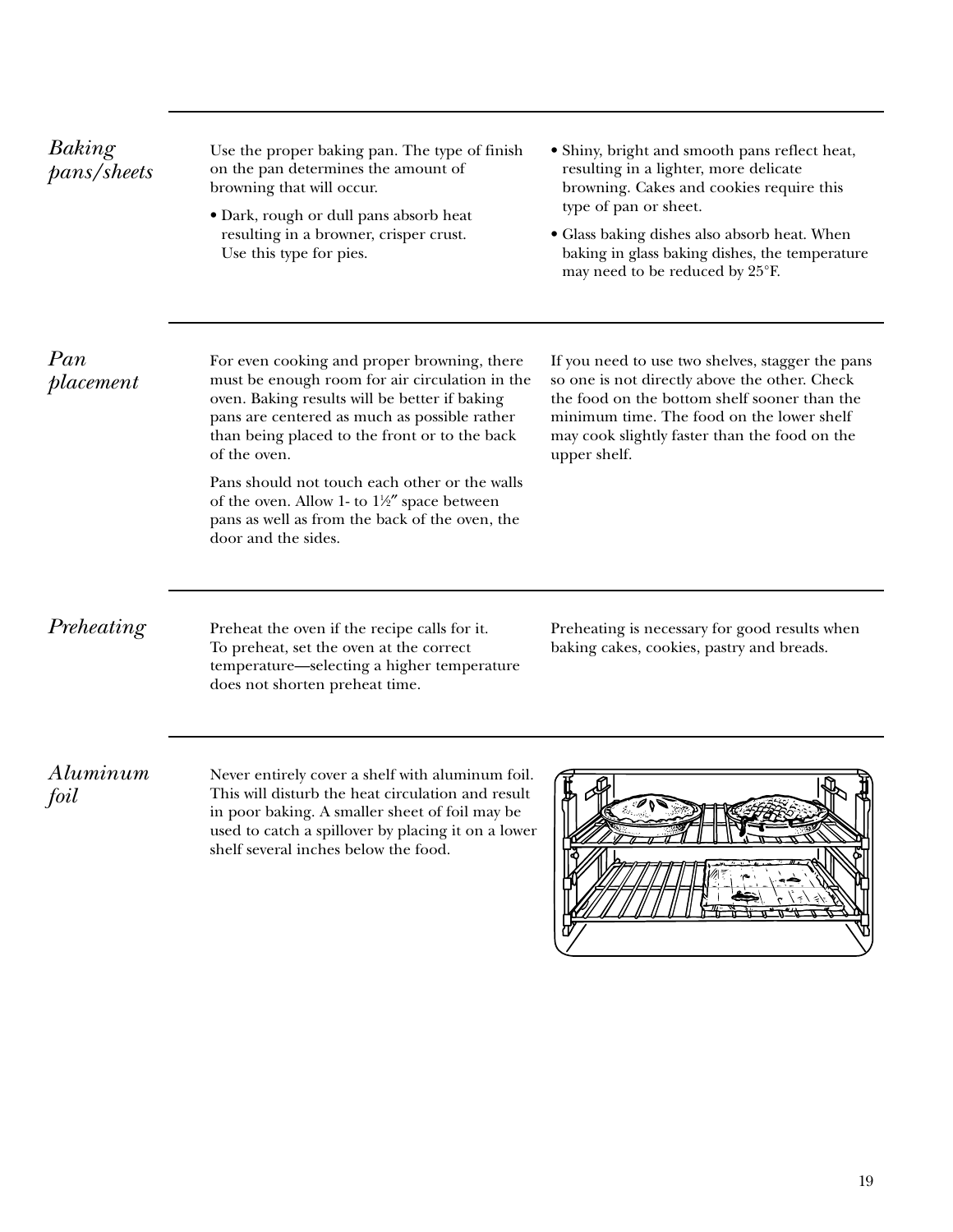## *Baking pans/sheets*

Use the proper baking pan. The type of finish on the pan determines the amount of browning that will occur.

- Dark, rough or dull pans absorb heat resulting in a browner, crisper crust. Use this type for pies.
- Shiny, bright and smooth pans reflect heat, resulting in a lighter, more delicate browning. Cakes and cookies require this type of pan or sheet.
- Glass baking dishes also absorb heat. When baking in glass baking dishes, the temperature may need to be reduced by 25°F.

## *Pan placement*

For even cooking and proper browning, there must be enough room for air circulation in the oven. Baking results will be better if baking pans are centered as much as possible rather than being placed to the front or to the back of the oven.

Pans should not touch each other or the walls of the oven. Allow 1- to 1½″ space between pans as well as from the back of the oven, the door and the sides.

If you need to use two shelves, stagger the pans so one is not directly above the other. Check the food on the bottom shelf sooner than the minimum time. The food on the lower shelf may cook slightly faster than the food on the upper shelf.

## *Preheating*

Preheat the oven if the recipe calls for it. To preheat, set the oven at the correct temperature—selecting a higher temperature does not shorten preheat time.

Preheating is necessary for good results when baking cakes, cookies, pastry and breads.

## *Aluminum foil*

Never entirely cover a shelf with aluminum foil. This will disturb the heat circulation and result in poor baking. A smaller sheet of foil may be used to catch a spillover by placing it on a lower shelf several inches below the food.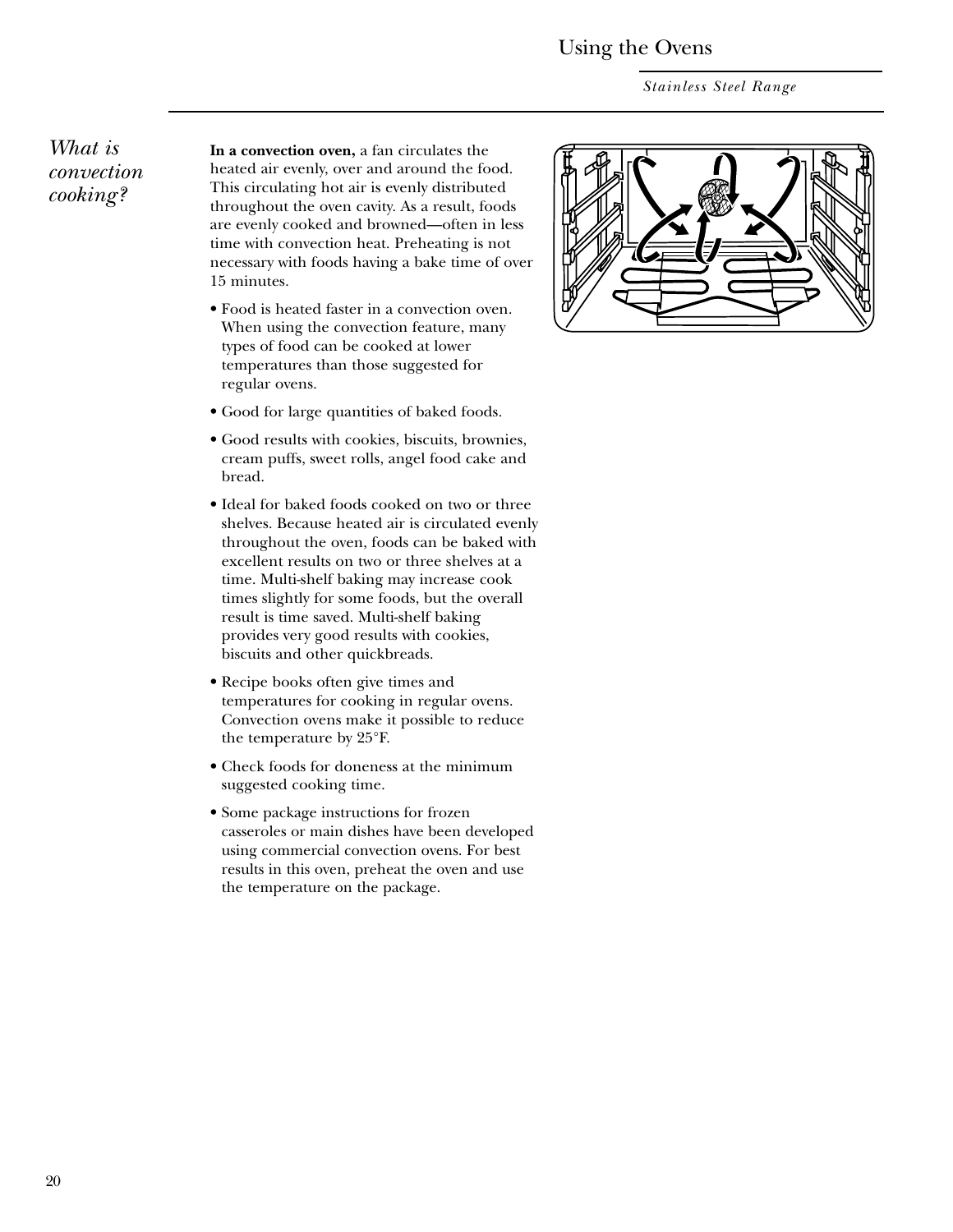## What is convection cooking?

**In a convection oven,** a fan circulates the heated air evenly, over and around the food. This circulating hot air is evenly distributed throughout the oven cavity. As a result, foods are evenly cooked and browned—often in less time with convection heat. Preheating is not necessary with foods having a bake time of over 15 minutes.

- Food is heated faster in a convection oven. When using the convection feature, many types of food can be cooked at lower temperatures than those suggested for regular ovens.
- Good for large quantities of baked foods.
- Good results with cookies, biscuits, brownies, cream puffs, sweet rolls, angel food cake and bread.
- Ideal for baked foods cooked on two or three shelves. Because heated air is circulated evenly throughout the oven, foods can be baked with excellent results on two or three shelves at a time. Multi-shelf baking may increase cook times slightly for some foods, but the overall result is time saved. Multi-shelf baking provides very good results with cookies, biscuits and other quickbreads.
- Recipe books often give times and temperatures for cooking in regular ovens. Convection ovens make it possible to reduce the temperature by 25°F.
- Check foods for doneness at the minimum suggested cooking time.
- Some package instructions for frozen casseroles or main dishes have been developed using commercial convection ovens. For best results in this oven, preheat the oven and use the temperature on the package.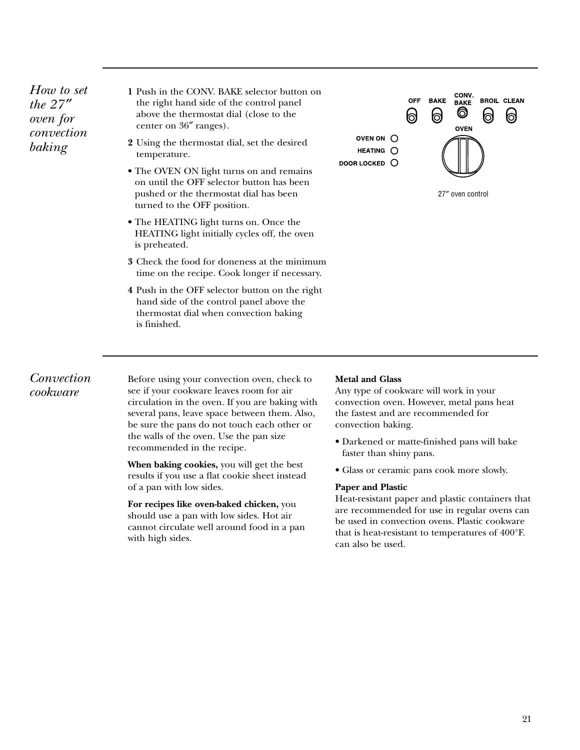## *How to set the 27″ oven for convection baking*

**1** Push in the CONV. BAKE selector button on the right hand side of the control panel above the thermostat dial (close to the center on 36″ ranges).

**2** Using the thermostat dial, set the desired temperature.

- The OVEN ON light turns on and remains on until the OFF selector button has been pushed or the thermostat dial has been turned to the OFF position.
- The HEATING light turns on. Once the HEATING light initially cycles off, the oven is preheated.

**3** Check the food for doneness at the minimum time on the recipe. Cook longer if necessary.

**4** Push in the OFF selector button on the right hand side of the control panel above the thermostat dial when convection baking is finished.

OFF BAKE CONV. BAKE BROIL CLEAN

OVEN

OVEN ON

HEATING

DOOR LOCKED

27″ oven control

## *Convection cookware*

Before using your convection oven, check to see if your cookware leaves room for air circulation in the oven. If you are baking with several pans, leave space between them. Also, be sure the pans do not touch each other or the walls of the oven. Use the pan size recommended in the recipe.

**When baking cookies,** you will get the best results if you use a flat cookie sheet instead of a pan with low sides.

**For recipes like oven-baked chicken,** you should use a pan with low sides. Hot air cannot circulate well around food in a pan with high sides.

**Metal and Glass**
Any type of cookware will work in your convection oven. However, metal pans heat the fastest and are recommended for convection baking.

- Darkened or matte-finished pans will bake faster than shiny pans.
- Glass or ceramic pans cook more slowly.

**Paper and Plastic**
Heat-resistant paper and plastic containers that are recommended for use in regular ovens can be used in convection ovens. Plastic cookware that is heat-resistant to temperatures of 400°F. can also be used.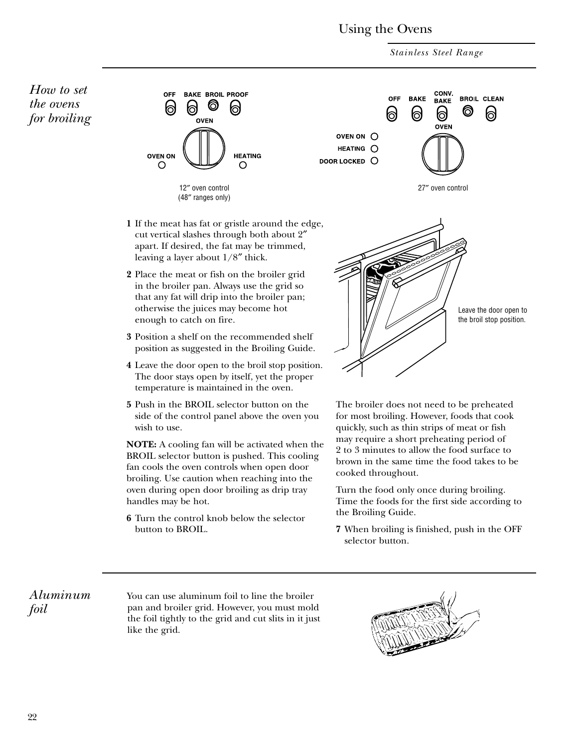# Using the Ovens

*Stainless Steel Range*

## *How to set the ovens for broiling*

12″ oven control (48″ ranges only)

27″ oven control

1. If the meat has fat or gristle around the edge, cut vertical slashes through both about 2″ apart. If desired, the fat may be trimmed, leaving a layer about 1/8″ thick.
2. Place the meat or fish on the broiler grid in the broiler pan. Always use the grid so that any fat will drip into the broiler pan; otherwise the juices may become hot enough to catch on fire.
3. Position a shelf on the recommended shelf position as suggested in the Broiling Guide.
4. Leave the door open to the broil stop position. The door stays open by itself, yet the proper temperature is maintained in the oven.
5. Push in the BROIL selector button on the side of the control panel above the oven you wish to use.

**NOTE:** A cooling fan will be activated when the BROIL selector button is pushed. This cooling fan cools the oven controls when open door broiling. Use caution when reaching into the oven during open door broiling as drip tray handles may be hot.

6. Turn the control knob below the selector button to BROIL.

Leave the door open to the broil stop position.

The broiler does not need to be preheated for most broiling. However, foods that cook quickly, such as thin strips of meat or fish may require a short preheating period of 2 to 3 minutes to allow the food surface to brown in the same time the food takes to be cooked throughout.

Turn the food only once during broiling. Time the foods for the first side according to the Broiling Guide.

7. When broiling is finished, push in the OFF selector button.

## *Aluminum foil*

You can use aluminum foil to line the broiler pan and broiler grid. However, you must mold the foil tightly to the grid and cut slits in it just like the grid.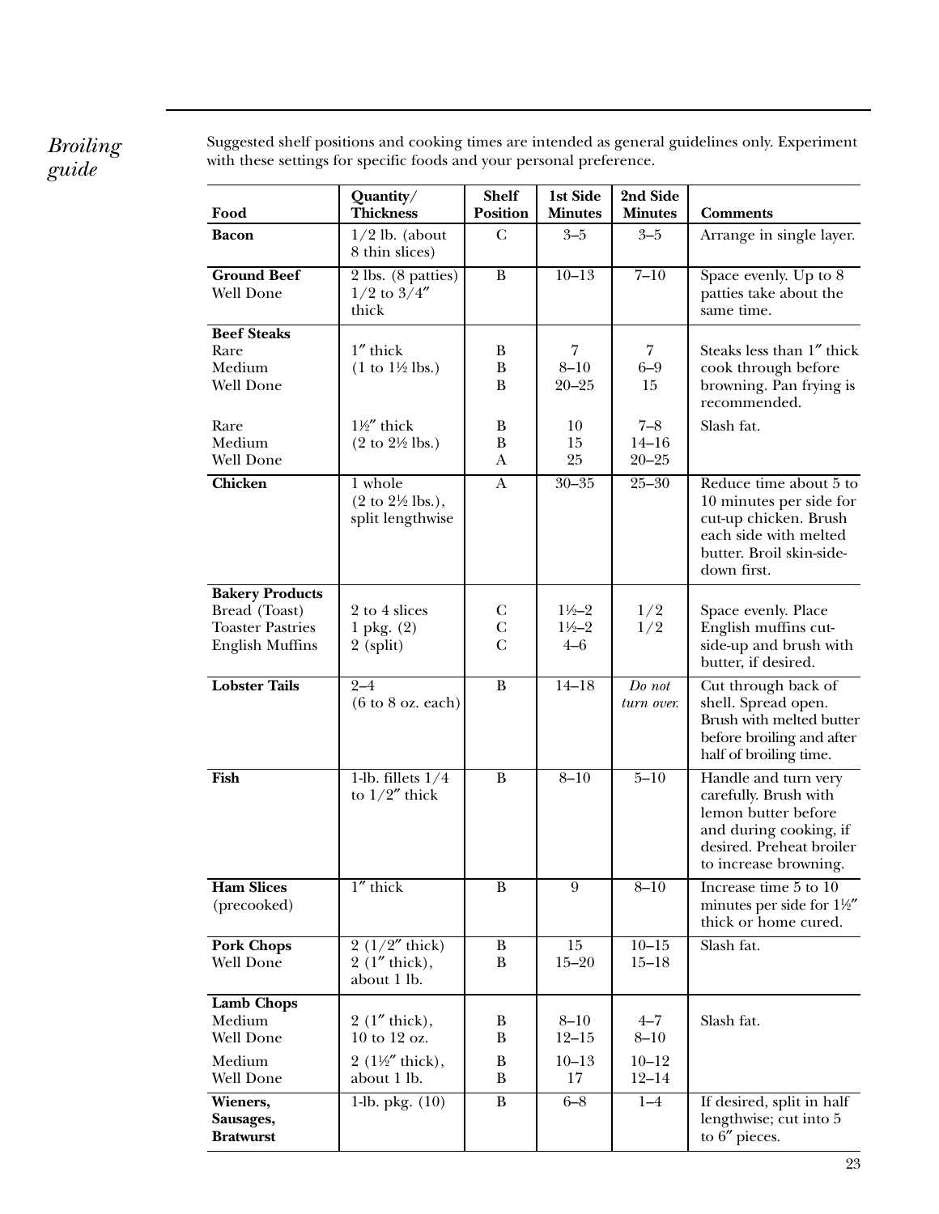## *Broiling guide*

Suggested shelf positions and cooking times are intended as general guidelines only. Experiment with these settings for specific foods and your personal preference.

| Food | Quantity/ Thickness | Shelf Position | 1st Side Minutes | 2nd Side Minutes | Comments |
|---|---|---|---|---|---|
| **Bacon** | 1/2 lb. (about 8 thin slices) | C | 3–5 | 3–5 | Arrange in single layer. |
| **Ground Beef** Well Done | 2 lbs. (8 patties) 1/2 to 3/4″ thick | B | 10–13 | 7–10 | Space evenly. Up to 8 patties take about the same time. |
| **Beef Steaks** | | | | | |
| Rare | 1″ thick | B | 7 | 7 | Steaks less than 1″ thick cook through before browning. Pan frying is recommended. |
| Medium | (1 to 1½ lbs.) | B | 8–10 | 6–9 | |
| Well Done | | B | 20–25 | 15 | |
| Rare | 1½″ thick | B | 10 | 7–8 | Slash fat. |
| Medium | (2 to 2½ lbs.) | B | 15 | 14–16 | |
| Well Done | | A | 25 | 20–25 | |
| **Chicken** | 1 whole (2 to 2½ lbs.), split lengthwise | A | 30–35 | 25–30 | Reduce time about 5 to 10 minutes per side for cut-up chicken. Brush each side with melted butter. Broil skin-side-down first. |
| **Bakery Products** | | | | | |
| Bread (Toast) | 2 to 4 slices | C | 1½–2 | 1/2 | Space evenly. Place English muffins cut-side-up and brush with butter, if desired. |
| Toaster Pastries | 1 pkg. (2) | C | 1½–2 | 1/2 | |
| English Muffins | 2 (split) | C | 4–6 | | |
| **Lobster Tails** | 2–4 (6 to 8 oz. each) | B | 14–18 | *Do not turn over.* | Cut through back of shell. Spread open. Brush with melted butter before broiling and after half of broiling time. |
| **Fish** | 1-lb. fillets 1/4 to 1/2″ thick | B | 8–10 | 5–10 | Handle and turn very carefully. Brush with lemon butter before and during cooking, if desired. Preheat broiler to increase browning. |
| **Ham Slices** (precooked) | 1″ thick | B | 9 | 8–10 | Increase time 5 to 10 minutes per side for 1½″ thick or home cured. |
| **Pork Chops** Well Done | 2 (1/2″ thick) | B | 15 | 10–15 | Slash fat. |
| | 2 (1″ thick), about 1 lb. | B | 15–20 | 15–18 | |
| **Lamb Chops** | | | | | |
| Medium | 2 (1″ thick), | B | 8–10 | 4–7 | Slash fat. |
| Well Done | 10 to 12 oz. | B | 12–15 | 8–10 | |
| Medium | 2 (1½″ thick), | B | 10–13 | 10–12 | |
| Well Done | about 1 lb. | B | 17 | 12–14 | |
| **Wieners, Sausages, Bratwurst** | 1-lb. pkg. (10) | B | 6–8 | 1–4 | If desired, split in half lengthwise; cut into 5 to 6″ pieces. |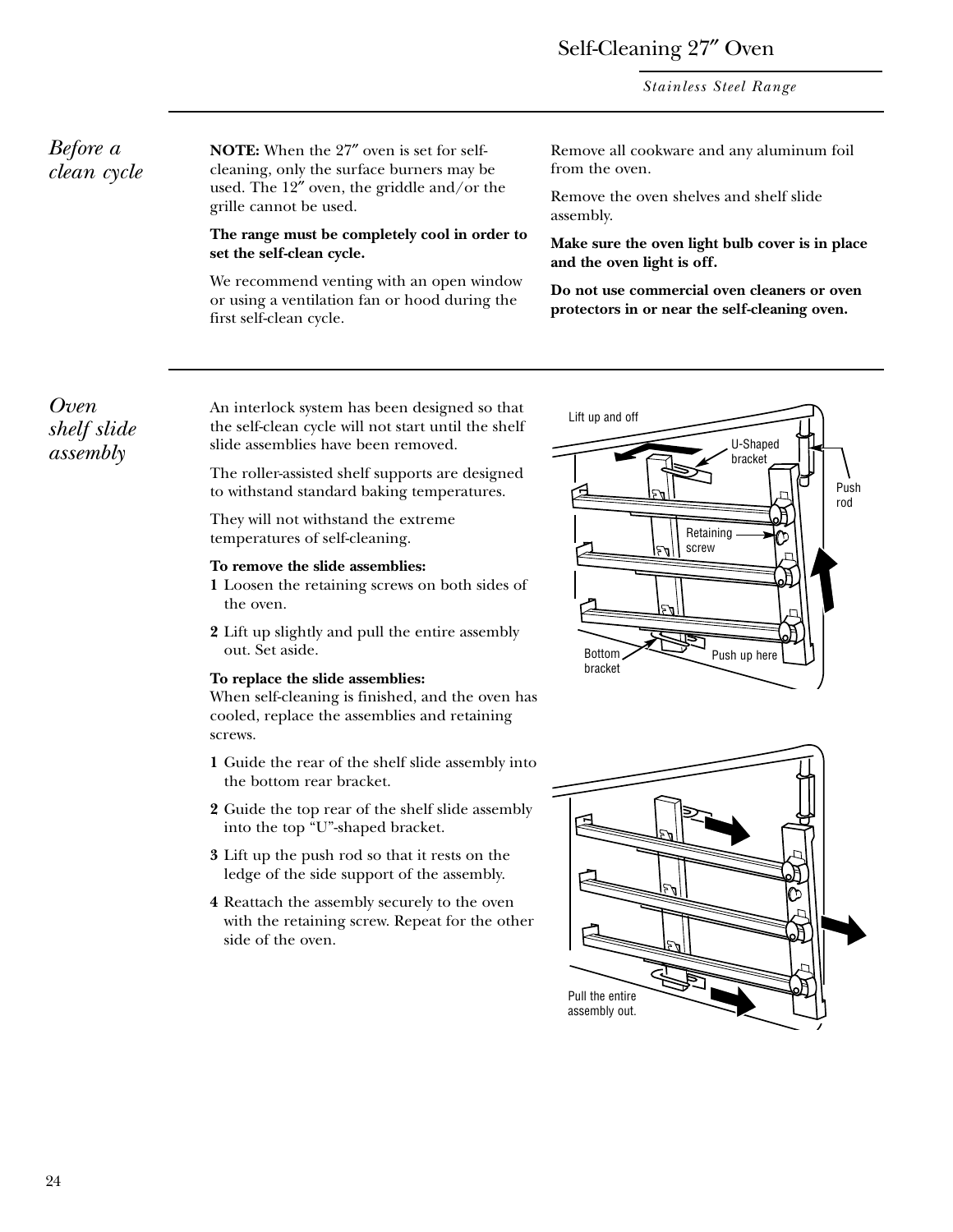## Before a clean cycle

**NOTE:** When the 27″ oven is set for self-cleaning, only the surface burners may be used. The 12″ oven, the griddle and/or the grille cannot be used.

**The range must be completely cool in order to set the self-clean cycle.**

We recommend venting with an open window or using a ventilation fan or hood during the first self-clean cycle.

Remove all cookware and any aluminum foil from the oven.

Remove the oven shelves and shelf slide assembly.

**Make sure the oven light bulb cover is in place and the oven light is off.**

**Do not use commercial oven cleaners or oven protectors in or near the self-cleaning oven.**

## Oven shelf slide assembly

An interlock system has been designed so that the self-clean cycle will not start until the shelf slide assemblies have been removed.

The roller-assisted shelf supports are designed to withstand standard baking temperatures.

They will not withstand the extreme temperatures of self-cleaning.

**To remove the slide assemblies:**

1. Loosen the retaining screws on both sides of the oven.
2. Lift up slightly and pull the entire assembly out. Set aside.

**To replace the slide assemblies:**
When self-cleaning is finished, and the oven has cooled, replace the assemblies and retaining screws.

1. Guide the rear of the shelf slide assembly into the bottom rear bracket.
2. Guide the top rear of the shelf slide assembly into the top “U”-shaped bracket.
3. Lift up the push rod so that it rests on the ledge of the side support of the assembly.
4. Reattach the assembly securely to the oven with the retaining screw. Repeat for the other side of the oven.

Lift up and off — U-Shaped bracket — Push rod — Retaining screw — Bottom bracket — Push up here

Pull the entire assembly out.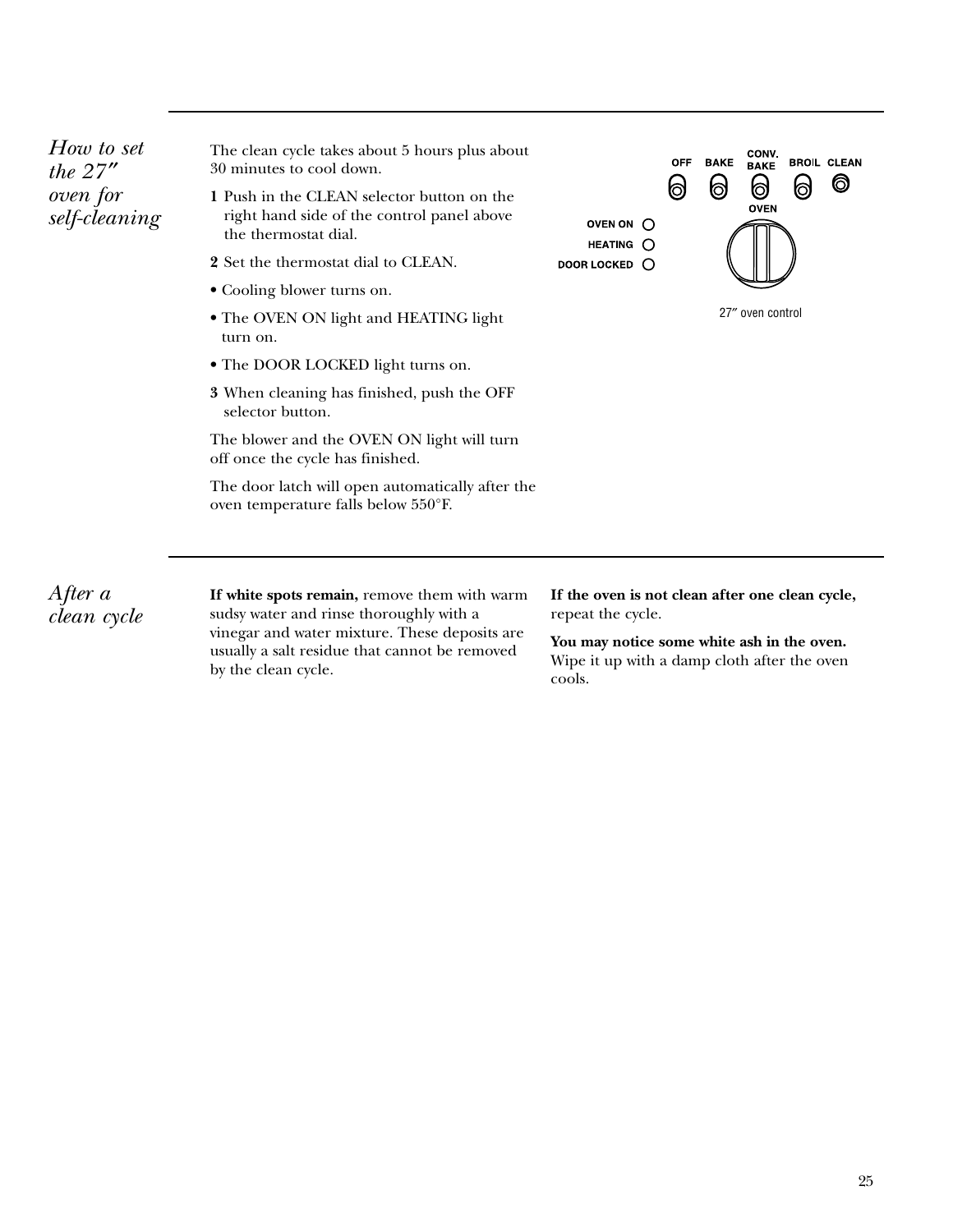## *How to set the 27″ oven for self-cleaning*

The clean cycle takes about 5 hours plus about 30 minutes to cool down.

**1** Push in the CLEAN selector button on the right hand side of the control panel above the thermostat dial.

**2** Set the thermostat dial to CLEAN.

- Cooling blower turns on.
- The OVEN ON light and HEATING light turn on.
- The DOOR LOCKED light turns on.

**3** When cleaning has finished, push the OFF selector button.

The blower and the OVEN ON light will turn off once the cycle has finished.

The door latch will open automatically after the oven temperature falls below 550°F.

OFF BAKE CONV. BAKE BROIL CLEAN

OVEN

OVEN ON

HEATING

DOOR LOCKED

27″ oven control

## *After a clean cycle*

**If white spots remain,** remove them with warm sudsy water and rinse thoroughly with a vinegar and water mixture. These deposits are usually a salt residue that cannot be removed by the clean cycle.

**If the oven is not clean after one clean cycle,** repeat the cycle.

**You may notice some white ash in the oven.** Wipe it up with a damp cloth after the oven cools.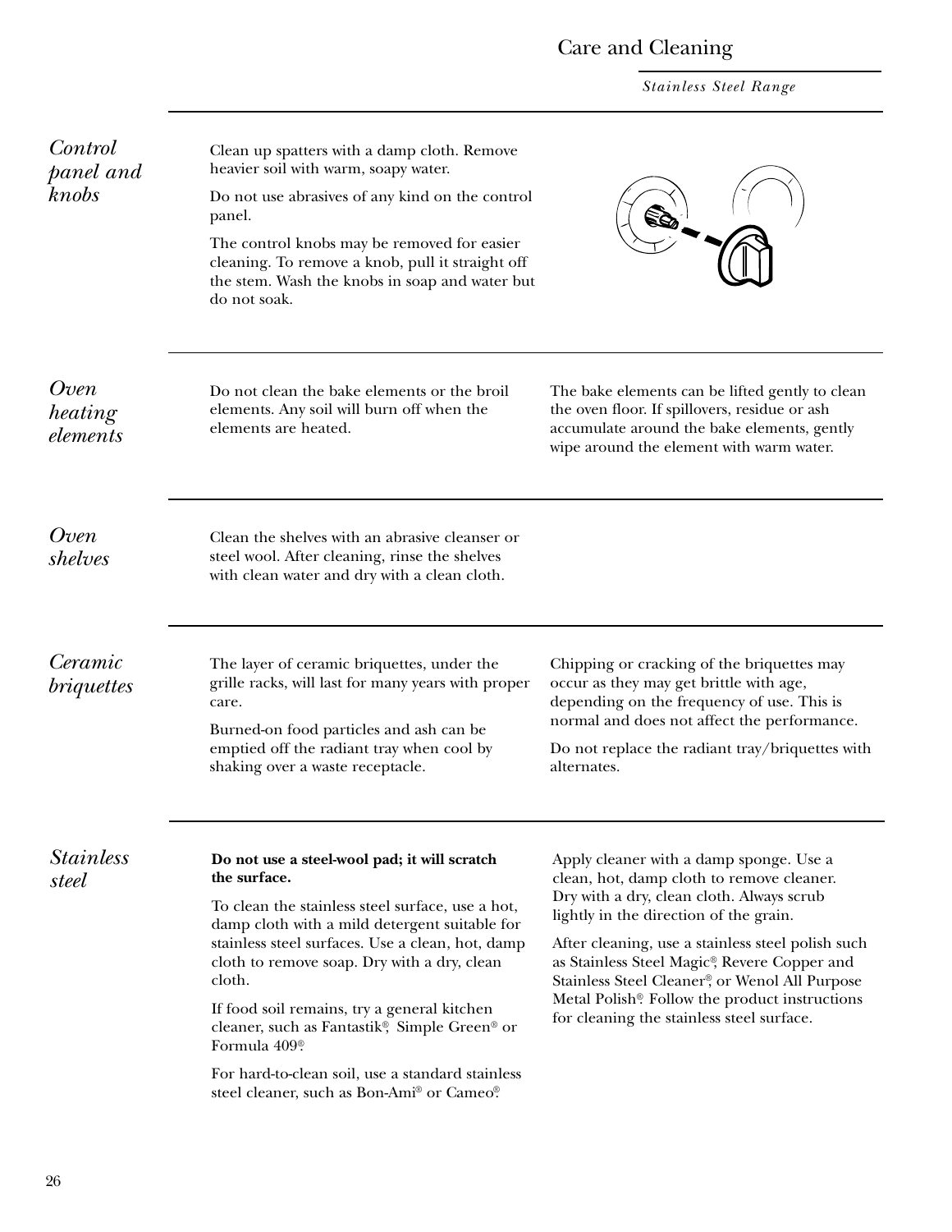# Care and Cleaning

*Stainless Steel Range*

## *Control panel and knobs*

Clean up spatters with a damp cloth. Remove heavier soil with warm, soapy water.

Do not use abrasives of any kind on the control panel.

The control knobs may be removed for easier cleaning. To remove a knob, pull it straight off the stem. Wash the knobs in soap and water but do not soak.

## *Oven heating elements*

Do not clean the bake elements or the broil elements. Any soil will burn off when the elements are heated.

The bake elements can be lifted gently to clean the oven floor. If spillovers, residue or ash accumulate around the bake elements, gently wipe around the element with warm water.

## *Oven shelves*

Clean the shelves with an abrasive cleanser or steel wool. After cleaning, rinse the shelves with clean water and dry with a clean cloth.

## *Ceramic briquettes*

The layer of ceramic briquettes, under the grille racks, will last for many years with proper care.

Burned-on food particles and ash can be emptied off the radiant tray when cool by shaking over a waste receptacle.

Chipping or cracking of the briquettes may occur as they may get brittle with age, depending on the frequency of use. This is normal and does not affect the performance.

Do not replace the radiant tray/briquettes with alternates.

## *Stainless steel*

**Do not use a steel-wool pad; it will scratch the surface.**

To clean the stainless steel surface, use a hot, damp cloth with a mild detergent suitable for stainless steel surfaces. Use a clean, hot, damp cloth to remove soap. Dry with a dry, clean cloth.

If food soil remains, try a general kitchen cleaner, such as Fantastik®, Simple Green® or Formula 409®.

For hard-to-clean soil, use a standard stainless steel cleaner, such as Bon-Ami® or Cameo®.

Apply cleaner with a damp sponge. Use a clean, hot, damp cloth to remove cleaner. Dry with a dry, clean cloth. Always scrub lightly in the direction of the grain.

After cleaning, use a stainless steel polish such as Stainless Steel Magic®, Revere Copper and Stainless Steel Cleaner®, or Wenol All Purpose Metal Polish®. Follow the product instructions for cleaning the stainless steel surface.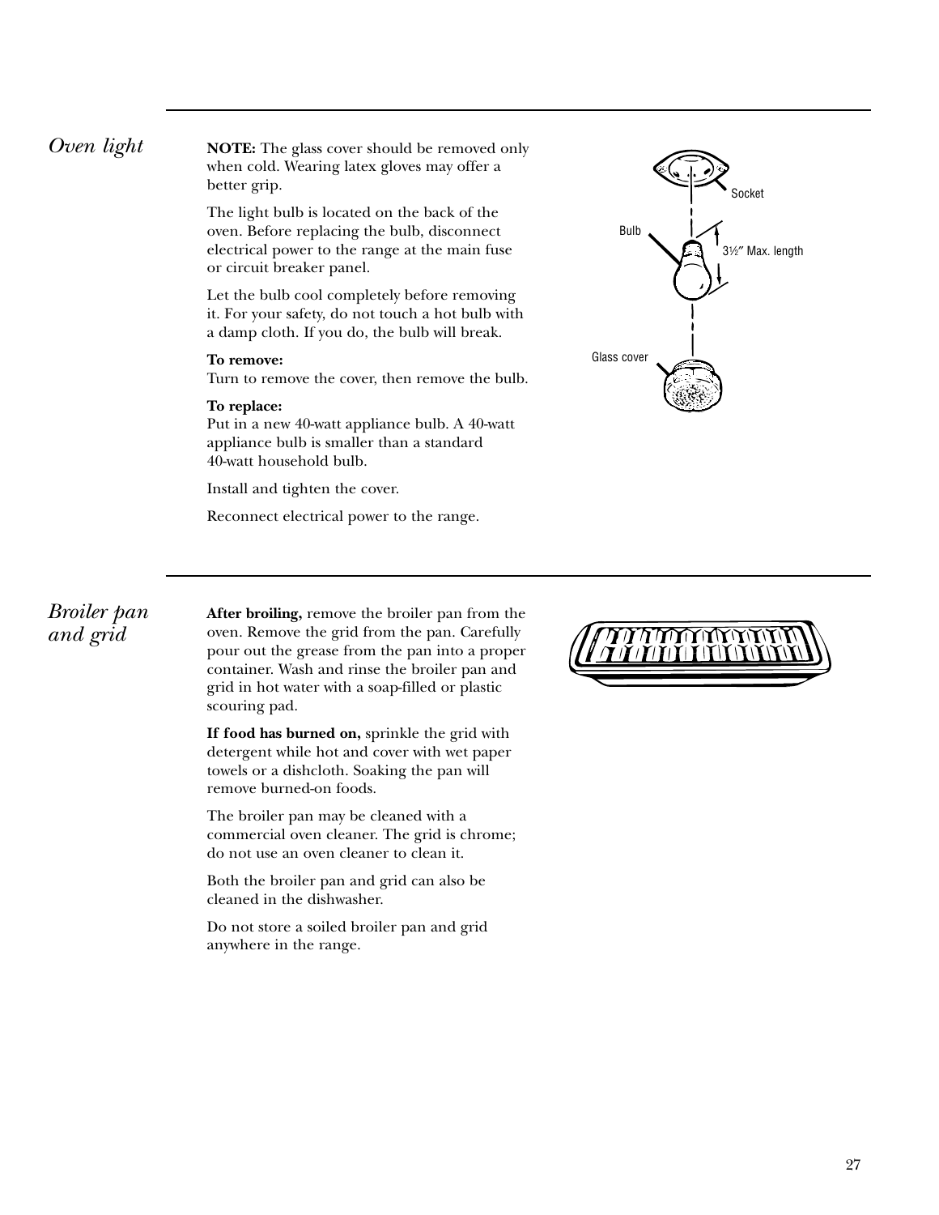## Oven light

**NOTE:** The glass cover should be removed only when cold. Wearing latex gloves may offer a better grip.

The light bulb is located on the back of the oven. Before replacing the bulb, disconnect electrical power to the range at the main fuse or circuit breaker panel.

Let the bulb cool completely before removing it. For your safety, do not touch a hot bulb with a damp cloth. If you do, the bulb will break.

**To remove:**
Turn to remove the cover, then remove the bulb.

**To replace:**
Put in a new 40-watt appliance bulb. A 40-watt appliance bulb is smaller than a standard 40-watt household bulb.

Install and tighten the cover.

Reconnect electrical power to the range.

Socket

Bulb

3½″ Max. length

Glass cover

## Broiler pan and grid

**After broiling,** remove the broiler pan from the oven. Remove the grid from the pan. Carefully pour out the grease from the pan into a proper container. Wash and rinse the broiler pan and grid in hot water with a soap-filled or plastic scouring pad.

**If food has burned on,** sprinkle the grid with detergent while hot and cover with wet paper towels or a dishcloth. Soaking the pan will remove burned-on foods.

The broiler pan may be cleaned with a commercial oven cleaner. The grid is chrome; do not use an oven cleaner to clean it.

Both the broiler pan and grid can also be cleaned in the dishwasher.

Do not store a soiled broiler pan and grid anywhere in the range.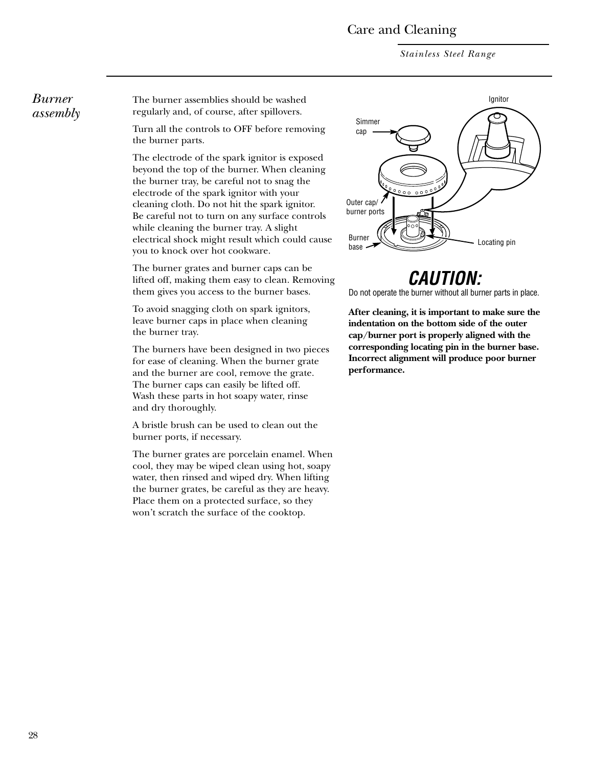## *Burner assembly*

The burner assemblies should be washed regularly and, of course, after spillovers.

Turn all the controls to OFF before removing the burner parts.

The electrode of the spark ignitor is exposed beyond the top of the burner. When cleaning the burner tray, be careful not to snag the electrode of the spark ignitor with your cleaning cloth. Do not hit the spark ignitor. Be careful not to turn on any surface controls while cleaning the burner tray. A slight electrical shock might result which could cause you to knock over hot cookware.

The burner grates and burner caps can be lifted off, making them easy to clean. Removing them gives you access to the burner bases.

To avoid snagging cloth on spark ignitors, leave burner caps in place when cleaning the burner tray.

The burners have been designed in two pieces for ease of cleaning. When the burner grate and the burner are cool, remove the grate. The burner caps can easily be lifted off. Wash these parts in hot soapy water, rinse and dry thoroughly.

A bristle brush can be used to clean out the burner ports, if necessary.

The burner grates are porcelain enamel. When cool, they may be wiped clean using hot, soapy water, then rinsed and wiped dry. When lifting the burner grates, be careful as they are heavy. Place them on a protected surface, so they won't scratch the surface of the cooktop.

Ignitor

Simmer cap

Outer cap/ burner ports

Burner base

Locating pin

## CAUTION:

Do not operate the burner without all burner parts in place.

**After cleaning, it is important to make sure the indentation on the bottom side of the outer cap/burner port is properly aligned with the corresponding locating pin in the burner base. Incorrect alignment will produce poor burner performance.**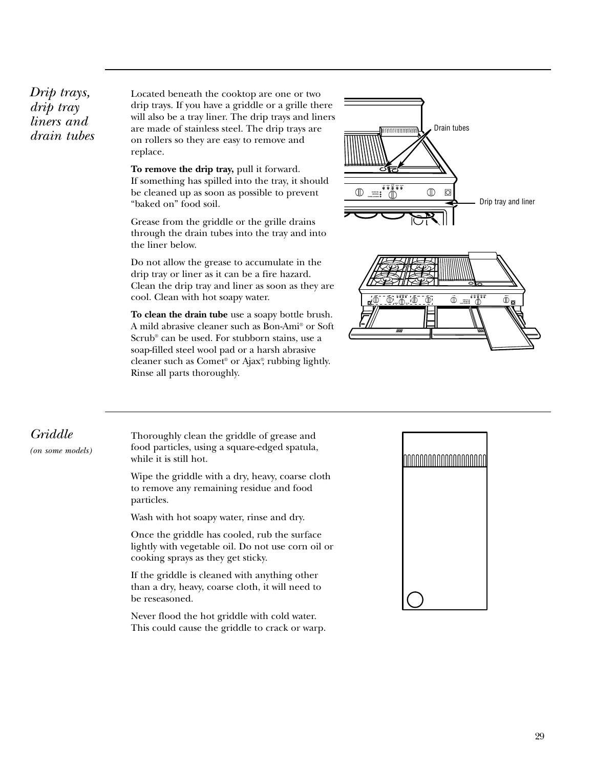## *Drip trays, drip tray liners and drain tubes*

Located beneath the cooktop are one or two drip trays. If you have a griddle or a grille there will also be a tray liner. The drip trays and liners are made of stainless steel. The drip trays are on rollers so they are easy to remove and replace.

**To remove the drip tray,** pull it forward. If something has spilled into the tray, it should be cleaned up as soon as possible to prevent "baked on" food soil.

Grease from the griddle or the grille drains through the drain tubes into the tray and into the liner below.

Do not allow the grease to accumulate in the drip tray or liner as it can be a fire hazard. Clean the drip tray and liner as soon as they are cool. Clean with hot soapy water.

**To clean the drain tube** use a soapy bottle brush. A mild abrasive cleaner such as Bon-Ami® or Soft Scrub® can be used. For stubborn stains, use a soap-filled steel wool pad or a harsh abrasive cleaner such as Comet® or Ajax®, rubbing lightly. Rinse all parts thoroughly.

Drain tubes

Drip tray and liner

## *Griddle*

*(on some models)*

Thoroughly clean the griddle of grease and food particles, using a square-edged spatula, while it is still hot.

Wipe the griddle with a dry, heavy, coarse cloth to remove any remaining residue and food particles.

Wash with hot soapy water, rinse and dry.

Once the griddle has cooled, rub the surface lightly with vegetable oil. Do not use corn oil or cooking sprays as they get sticky.

If the griddle is cleaned with anything other than a dry, heavy, coarse cloth, it will need to be reseasoned.

Never flood the hot griddle with cold water. This could cause the griddle to crack or warp.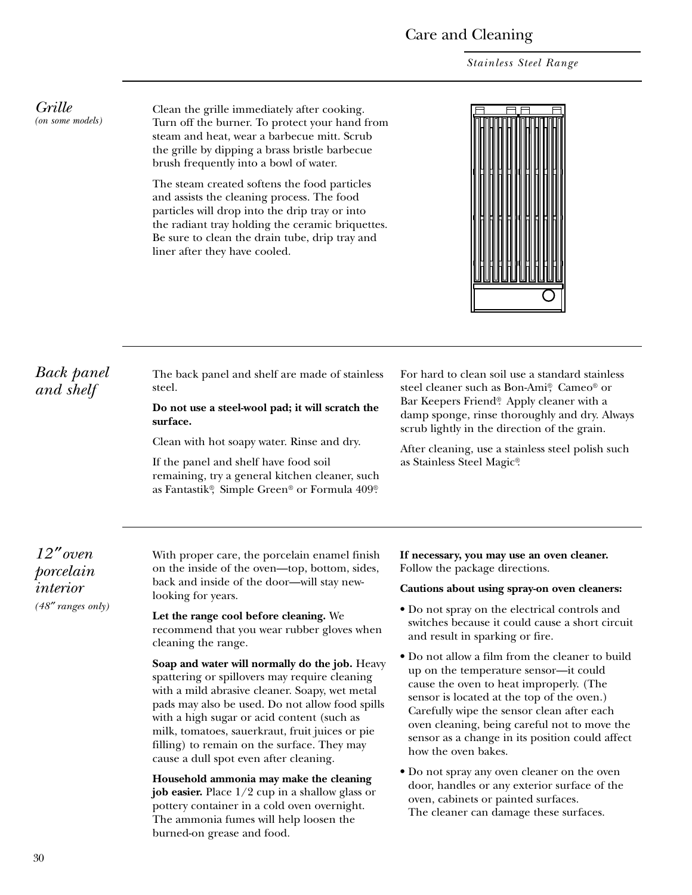# Care and Cleaning

*Stainless Steel Range*

## *Grille*
*(on some models)*

Clean the grille immediately after cooking. Turn off the burner. To protect your hand from steam and heat, wear a barbecue mitt. Scrub the grille by dipping a brass bristle barbecue brush frequently into a bowl of water.

The steam created softens the food particles and assists the cleaning process. The food particles will drop into the drip tray or into the radiant tray holding the ceramic briquettes. Be sure to clean the drain tube, drip tray and liner after they have cooled.

## *Back panel and shelf*

The back panel and shelf are made of stainless steel.

**Do not use a steel-wool pad; it will scratch the surface.**

Clean with hot soapy water. Rinse and dry.

If the panel and shelf have food soil remaining, try a general kitchen cleaner, such as Fantastik®, Simple Green® or Formula 409®.

For hard to clean soil use a standard stainless steel cleaner such as Bon-Ami®, Cameo® or Bar Keepers Friend®. Apply cleaner with a damp sponge, rinse thoroughly and dry. Always scrub lightly in the direction of the grain.

After cleaning, use a stainless steel polish such as Stainless Steel Magic®.

## *12″ oven porcelain interior*
*(48″ ranges only)*

With proper care, the porcelain enamel finish on the inside of the oven—top, bottom, sides, back and inside of the door—will stay new-looking for years.

**Let the range cool before cleaning.** We recommend that you wear rubber gloves when cleaning the range.

**Soap and water will normally do the job.** Heavy spattering or spillovers may require cleaning with a mild abrasive cleaner. Soapy, wet metal pads may also be used. Do not allow food spills with a high sugar or acid content (such as milk, tomatoes, sauerkraut, fruit juices or pie filling) to remain on the surface. They may cause a dull spot even after cleaning.

**Household ammonia may make the cleaning job easier.** Place 1/2 cup in a shallow glass or pottery container in a cold oven overnight. The ammonia fumes will help loosen the burned-on grease and food.

**If necessary, you may use an oven cleaner.** Follow the package directions.

**Cautions about using spray-on oven cleaners:**

- Do not spray on the electrical controls and switches because it could cause a short circuit and result in sparking or fire.
- Do not allow a film from the cleaner to build up on the temperature sensor—it could cause the oven to heat improperly. (The sensor is located at the top of the oven.) Carefully wipe the sensor clean after each oven cleaning, being careful not to move the sensor as a change in its position could affect how the oven bakes.
- Do not spray any oven cleaner on the oven door, handles or any exterior surface of the oven, cabinets or painted surfaces. The cleaner can damage these surfaces.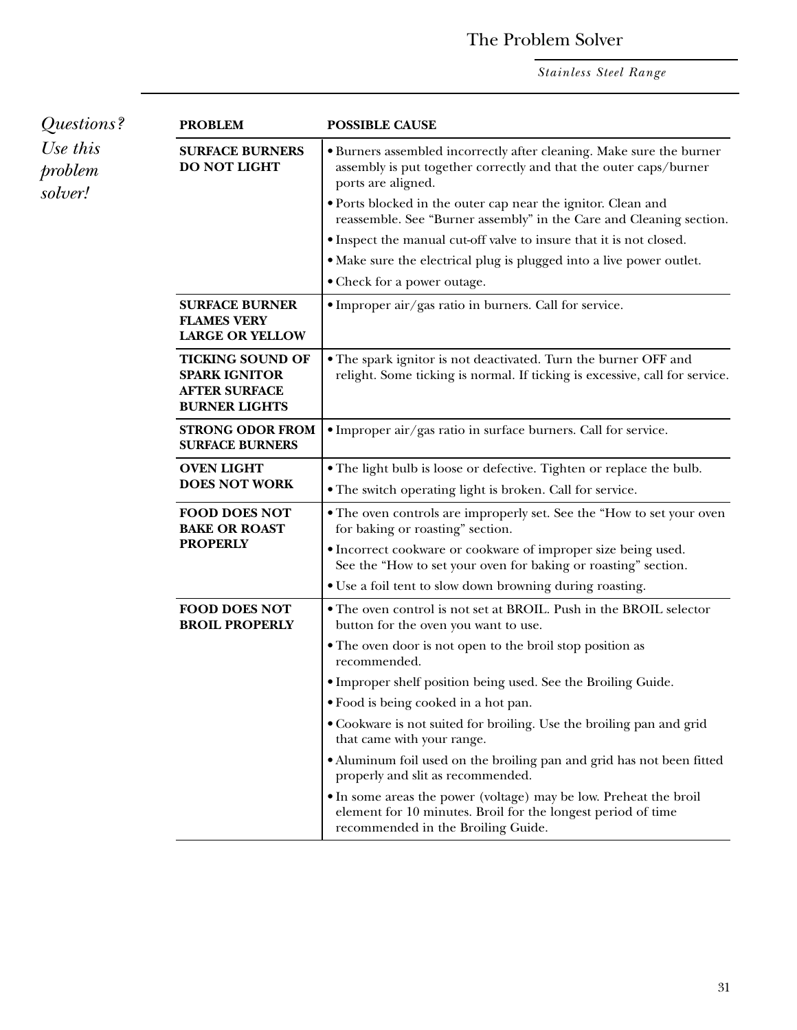# The Problem Solver

*Questions? Use this problem solver!*

| PROBLEM | POSSIBLE CAUSE |
|---|---|
| **SURFACE BURNERS DO NOT LIGHT** | • Burners assembled incorrectly after cleaning. Make sure the burner assembly is put together correctly and that the outer caps/burner ports are aligned.<br>• Ports blocked in the outer cap near the ignitor. Clean and reassemble. See "Burner assembly" in the Care and Cleaning section.<br>• Inspect the manual cut-off valve to insure that it is not closed.<br>• Make sure the electrical plug is plugged into a live power outlet.<br>• Check for a power outage. |
| **SURFACE BURNER FLAMES VERY LARGE OR YELLOW** | • Improper air/gas ratio in burners. Call for service. |
| **TICKING SOUND OF SPARK IGNITOR AFTER SURFACE BURNER LIGHTS** | • The spark ignitor is not deactivated. Turn the burner OFF and relight. Some ticking is normal. If ticking is excessive, call for service. |
| **STRONG ODOR FROM SURFACE BURNERS** | • Improper air/gas ratio in surface burners. Call for service. |
| **OVEN LIGHT DOES NOT WORK** | • The light bulb is loose or defective. Tighten or replace the bulb.<br>• The switch operating light is broken. Call for service. |
| **FOOD DOES NOT BAKE OR ROAST PROPERLY** | • The oven controls are improperly set. See the "How to set your oven for baking or roasting" section.<br>• Incorrect cookware or cookware of improper size being used. See the "How to set your oven for baking or roasting" section.<br>• Use a foil tent to slow down browning during roasting. |
| **FOOD DOES NOT BROIL PROPERLY** | • The oven control is not set at BROIL. Push in the BROIL selector button for the oven you want to use.<br>• The oven door is not open to the broil stop position as recommended.<br>• Improper shelf position being used. See the Broiling Guide.<br>• Food is being cooked in a hot pan.<br>• Cookware is not suited for broiling. Use the broiling pan and grid that came with your range.<br>• Aluminum foil used on the broiling pan and grid has not been fitted properly and slit as recommended.<br>• In some areas the power (voltage) may be low. Preheat the broil element for 10 minutes. Broil for the longest period of time recommended in the Broiling Guide. |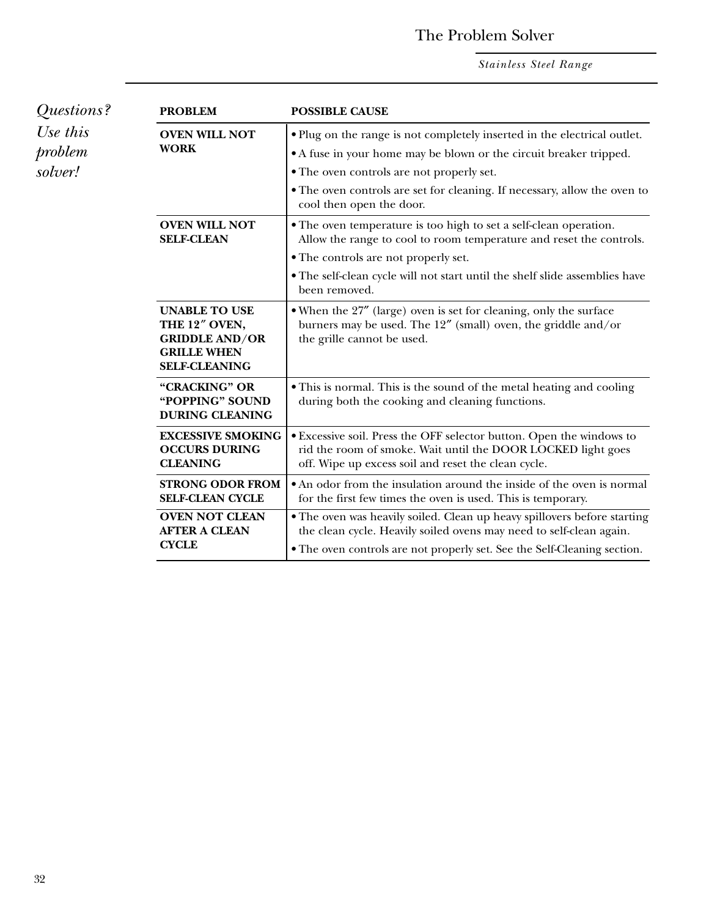# The Problem Solver

*Stainless Steel Range*

*Questions? Use this problem solver!*

| PROBLEM | POSSIBLE CAUSE |
|---|---|
| **OVEN WILL NOT WORK** | • Plug on the range is not completely inserted in the electrical outlet.<br>• A fuse in your home may be blown or the circuit breaker tripped.<br>• The oven controls are not properly set.<br>• The oven controls are set for cleaning. If necessary, allow the oven to cool then open the door. |
| **OVEN WILL NOT SELF-CLEAN** | • The oven temperature is too high to set a self-clean operation. Allow the range to cool to room temperature and reset the controls.<br>• The controls are not properly set.<br>• The self-clean cycle will not start until the shelf slide assemblies have been removed. |
| **UNABLE TO USE THE 12″ OVEN, GRIDDLE AND/OR GRILLE WHEN SELF-CLEANING** | • When the 27″ (large) oven is set for cleaning, only the surface burners may be used. The 12″ (small) oven, the griddle and/or the grille cannot be used. |
| **"CRACKING" OR "POPPING" SOUND DURING CLEANING** | • This is normal. This is the sound of the metal heating and cooling during both the cooking and cleaning functions. |
| **EXCESSIVE SMOKING OCCURS DURING CLEANING** | • Excessive soil. Press the OFF selector button. Open the windows to rid the room of smoke. Wait until the DOOR LOCKED light goes off. Wipe up excess soil and reset the clean cycle. |
| **STRONG ODOR FROM SELF-CLEAN CYCLE** | • An odor from the insulation around the inside of the oven is normal for the first few times the oven is used. This is temporary. |
| **OVEN NOT CLEAN AFTER A CLEAN CYCLE** | • The oven was heavily soiled. Clean up heavy spillovers before starting the clean cycle. Heavily soiled ovens may need to self-clean again.<br>• The oven controls are not properly set. See the Self-Cleaning section. |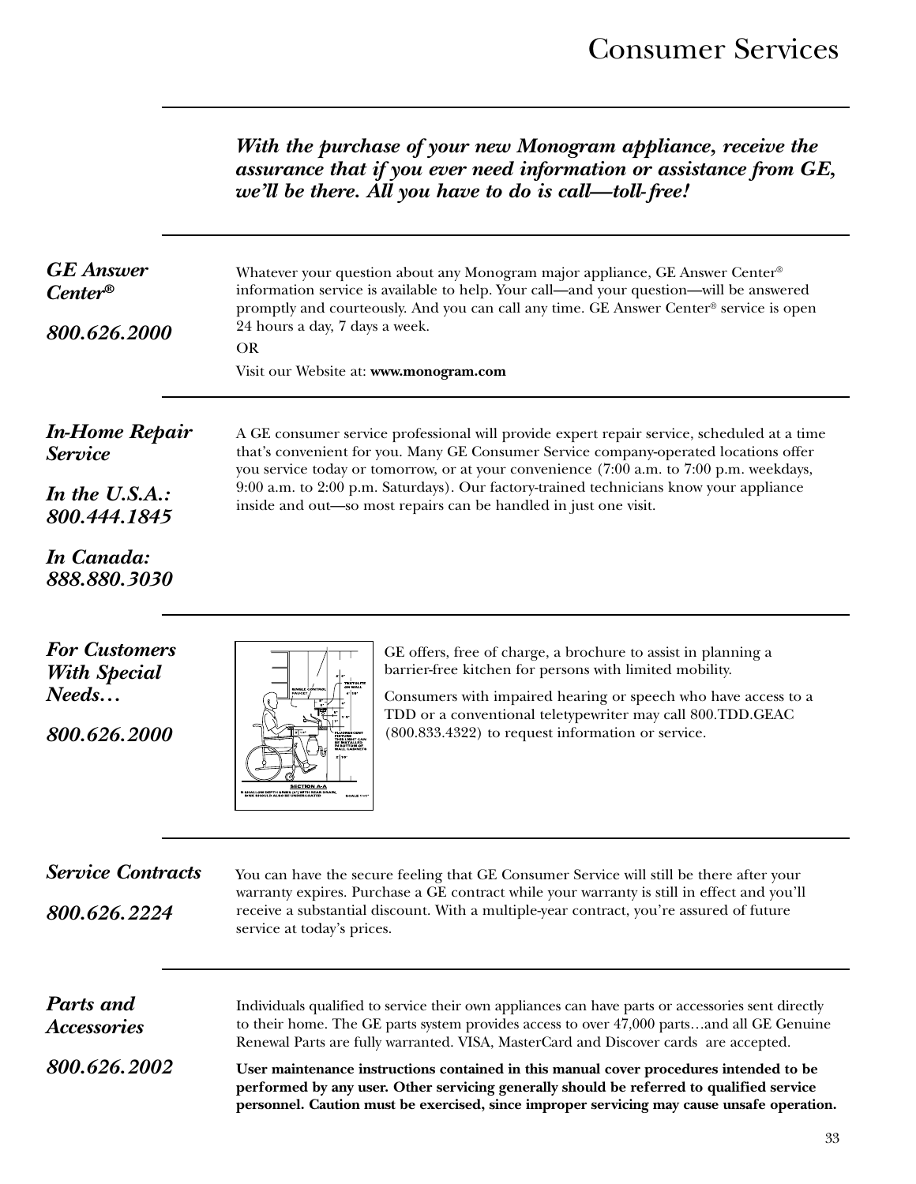# Consumer Services

***With the purchase of your new Monogram appliance, receive the assurance that if you ever need information or assistance from GE, we'll be there. All you have to do is call—toll-free!***

### *GE Answer Center®*

### *800.626.2000*

Whatever your question about any Monogram major appliance, GE Answer Center® information service is available to help. Your call—and your question—will be answered promptly and courteously. And you can call any time. GE Answer Center® service is open 24 hours a day, 7 days a week.

OR

Visit our Website at: **www.monogram.com**

### *In-Home Repair Service*

### *In the U.S.A.: 800.444.1845*

### *In Canada: 888.880.3030*

A GE consumer service professional will provide expert repair service, scheduled at a time that's convenient for you. Many GE Consumer Service company-operated locations offer you service today or tomorrow, or at your convenience (7:00 a.m. to 7:00 p.m. weekdays, 9:00 a.m. to 2:00 p.m. Saturdays). Our factory-trained technicians know your appliance inside and out—so most repairs can be handled in just one visit.

### *For Customers With Special Needs…*

### *800.626.2000*

GE offers, free of charge, a brochure to assist in planning a barrier-free kitchen for persons with limited mobility.

Consumers with impaired hearing or speech who have access to a TDD or a conventional teletypewriter may call 800.TDD.GEAC (800.833.4322) to request information or service.

### *Service Contracts*

### *800.626.2224*

You can have the secure feeling that GE Consumer Service will still be there after your warranty expires. Purchase a GE contract while your warranty is still in effect and you'll receive a substantial discount. With a multiple-year contract, you're assured of future service at today's prices.

### *Parts and Accessories*

### *800.626.2002*

Individuals qualified to service their own appliances can have parts or accessories sent directly to their home. The GE parts system provides access to over 47,000 parts…and all GE Genuine Renewal Parts are fully warranted. VISA, MasterCard and Discover cards are accepted.

**User maintenance instructions contained in this manual cover procedures intended to be performed by any user. Other servicing generally should be referred to qualified service personnel. Caution must be exercised, since improper servicing may cause unsafe operation.**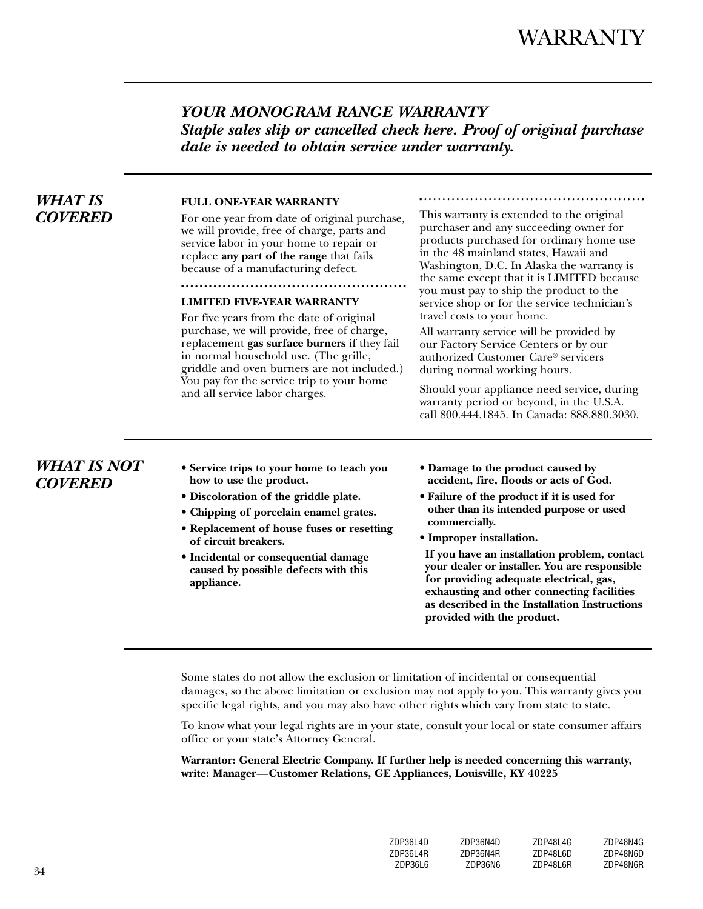// WARRANTY

# WARRANTY

## *YOUR MONOGRAM RANGE WARRANTY*

***Staple sales slip or cancelled check here. Proof of original purchase date is needed to obtain service under warranty.***

## *WHAT IS COVERED*

**FULL ONE-YEAR WARRANTY**

For one year from date of original purchase, we will provide, free of charge, parts and service labor in your home to repair or replace **any part of the range** that fails because of a manufacturing defect.

**LIMITED FIVE-YEAR WARRANTY**

For five years from the date of original purchase, we will provide, free of charge, replacement **gas surface burners** if they fail in normal household use. (The grille, griddle and oven burners are not included.) You pay for the service trip to your home and all service labor charges.

This warranty is extended to the original purchaser and any succeeding owner for products purchased for ordinary home use in the 48 mainland states, Hawaii and Washington, D.C. In Alaska the warranty is the same except that it is LIMITED because you must pay to ship the product to the service shop or for the service technician's travel costs to your home.

All warranty service will be provided by our Factory Service Centers or by our authorized Customer Care® servicers during normal working hours.

Should your appliance need service, during warranty period or beyond, in the U.S.A. call 800.444.1845. In Canada: 888.880.3030.

## *WHAT IS NOT COVERED*

- **Service trips to your home to teach you how to use the product.**
- **Discoloration of the griddle plate.**
- **Chipping of porcelain enamel grates.**
- **Replacement of house fuses or resetting of circuit breakers.**
- **Incidental or consequential damage caused by possible defects with this appliance.**
- **Damage to the product caused by accident, fire, floods or acts of God.**
- **Failure of the product if it is used for other than its intended purpose or used commercially.**
- **Improper installation.**

**If you have an installation problem, contact your dealer or installer. You are responsible for providing adequate electrical, gas, exhausting and other connecting facilities as described in the Installation Instructions provided with the product.**

Some states do not allow the exclusion or limitation of incidental or consequential damages, so the above limitation or exclusion may not apply to you. This warranty gives you specific legal rights, and you may also have other rights which vary from state to state.

To know what your legal rights are in your state, consult your local or state consumer affairs office or your state's Attorney General.

**Warrantor: General Electric Company. If further help is needed concerning this warranty, write: Manager—Customer Relations, GE Appliances, Louisville, KY 40225**

| | | | |
|---|---|---|---|
| ZDP36L4D | ZDP36N4D | ZDP48L4G | ZDP48N4G |
| ZDP36L4R | ZDP36N4R | ZDP48L6D | ZDP48N6D |
| ZDP36L6 | ZDP36N6 | ZDP48L6R | ZDP48N6R |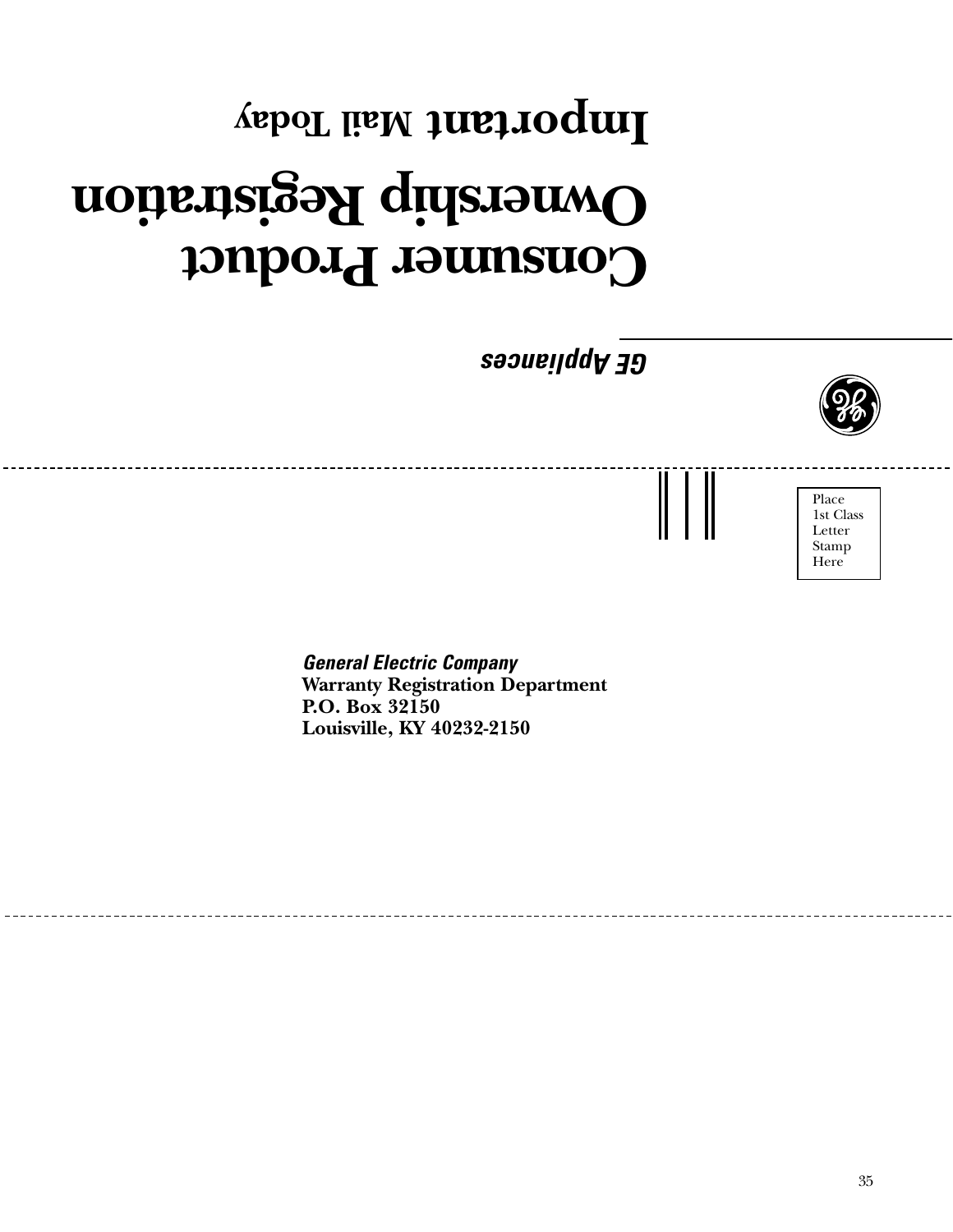# Consumer Product Ownership Registration

## Important Mail Today

*GE Appliances*

Place 1st Class Letter Stamp Here

***General Electric Company***
**Warranty Registration Department**
**P.O. Box 32150**
**Louisville, KY 40232-2150**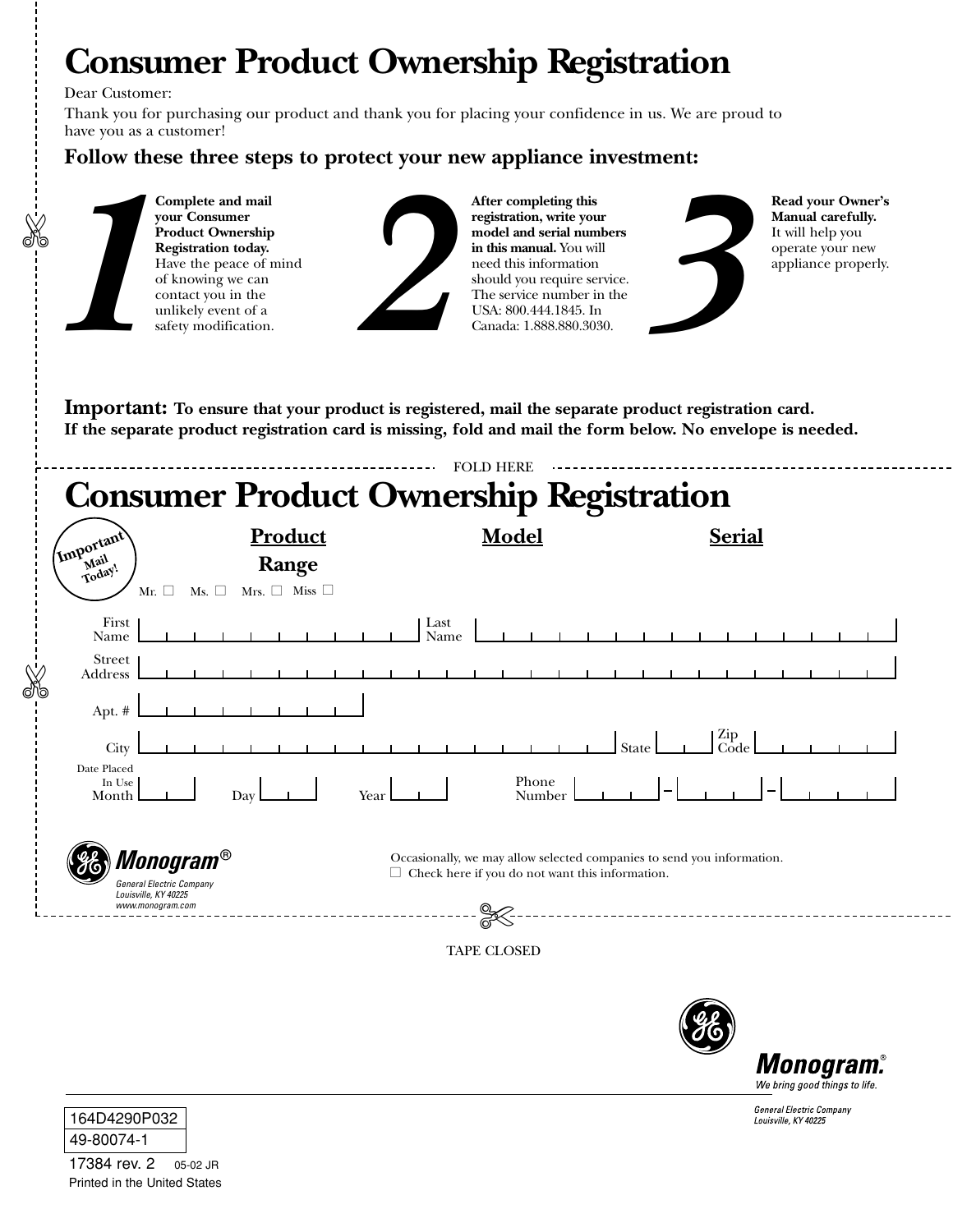# Consumer Product Ownership Registration

Dear Customer:

Thank you for purchasing our product and thank you for placing your confidence in us. We are proud to have you as a customer!

## Follow these three steps to protect your new appliance investment:

**1** **Complete and mail your Consumer Product Ownership Registration today.** Have the peace of mind of knowing we can contact you in the unlikely event of a safety modification.

**2** **After completing this registration, write your model and serial numbers in this manual.** You will need this information should you require service. The service number in the USA: 800.444.1845. In Canada: 1.888.880.3030.

**3** **Read your Owner's Manual carefully.** It will help you operate your new appliance properly.

**Important: To ensure that your product is registered, mail the separate product registration card. If the separate product registration card is missing, fold and mail the form below. No envelope is needed.**

FOLD HERE

# Consumer Product Ownership Registration

Important Mail Today!

| Product | Model | Serial |
| --- | --- | --- |
| Range | | |

Mr. ☐ Ms. ☐ Mrs. ☐ Miss ☐

First Name ____________ Last Name ____________

Street Address ____________

Apt. # ____________

City ____________ State ____ Zip Code ____________

Date Placed In Use Month ____ Day ____ Year ____

Phone Number ____ – ____ – ____

Monogram®
General Electric Company
Louisville, KY 40225
www.monogram.com

Occasionally, we may allow selected companies to send you information.
☐ Check here if you do not want this information.

TAPE CLOSED

Monogram®
We bring good things to life.

General Electric Company
Louisville, KY 40225

164D4290P032
49-80074-1
17384 rev. 2 05-02 JR
Printed in the United States